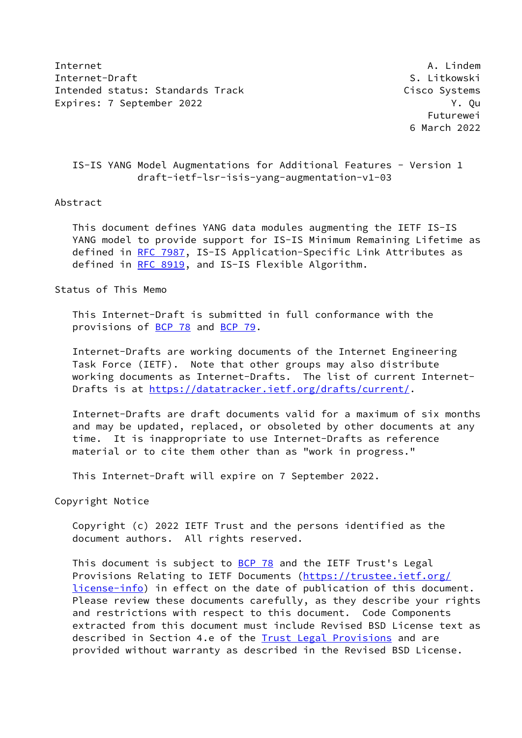```
Internet                                                       A. Lindem
Internet-Draft                                             S. Litkowski
Intended status: Standards Track                          Cisco Systems
Expires: 7 September 2022                                         Y. Qu
                                                              Futurewei
                                                           6 March 2022
```

# IS-IS YANG Model Augmentations for Additional Features - Version 1
draft-ietf-lsr-isis-yang-augmentation-v1-03

## Abstract

This document defines YANG data modules augmenting the IETF IS-IS YANG model to provide support for IS-IS Minimum Remaining Lifetime as defined in RFC 7987, IS-IS Application-Specific Link Attributes as defined in RFC 8919, and IS-IS Flexible Algorithm.

## Status of This Memo

This Internet-Draft is submitted in full conformance with the provisions of BCP 78 and BCP 79.

Internet-Drafts are working documents of the Internet Engineering Task Force (IETF). Note that other groups may also distribute working documents as Internet-Drafts. The list of current Internet-Drafts is at https://datatracker.ietf.org/drafts/current/.

Internet-Drafts are draft documents valid for a maximum of six months and may be updated, replaced, or obsoleted by other documents at any time. It is inappropriate to use Internet-Drafts as reference material or to cite them other than as "work in progress."

This Internet-Draft will expire on 7 September 2022.

## Copyright Notice

Copyright (c) 2022 IETF Trust and the persons identified as the document authors. All rights reserved.

This document is subject to BCP 78 and the IETF Trust's Legal Provisions Relating to IETF Documents (https://trustee.ietf.org/license-info) in effect on the date of publication of this document. Please review these documents carefully, as they describe your rights and restrictions with respect to this document. Code Components extracted from this document must include Revised BSD License text as described in Section 4.e of the Trust Legal Provisions and are provided without warranty as described in the Revised BSD License.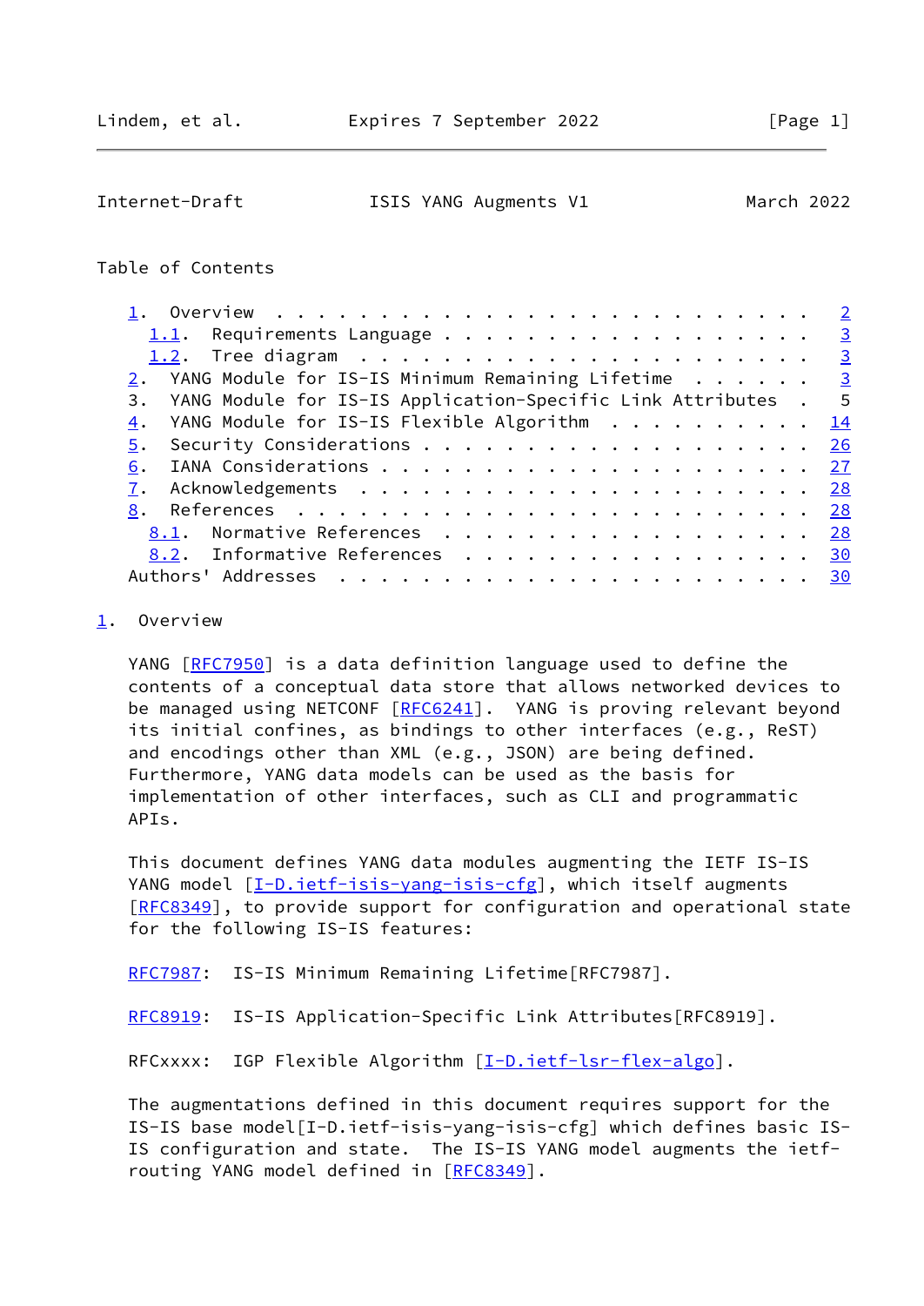Table of Contents

```
1.  Overview  . . . . . . . . . . . . . . . . . . . . . . . . . .   2
  1.1.  Requirements Language . . . . . . . . . . . . . . . . . .   3
  1.2.  Tree diagram  . . . . . . . . . . . . . . . . . . . . . .   3
2.  YANG Module for IS-IS Minimum Remaining Lifetime  . . . . . .   3
3.  YANG Module for IS-IS Application-Specific Link Attributes  .   5
4.  YANG Module for IS-IS Flexible Algorithm  . . . . . . . . . .  14
5.  Security Considerations . . . . . . . . . . . . . . . . . . .  26
6.  IANA Considerations . . . . . . . . . . . . . . . . . . . . .  27
7.  Acknowledgements  . . . . . . . . . . . . . . . . . . . . . .  28
8.  References  . . . . . . . . . . . . . . . . . . . . . . . . .  28
  8.1.  Normative References  . . . . . . . . . . . . . . . . . .  28
  8.2.  Informative References  . . . . . . . . . . . . . . . . .  30
Authors' Addresses  . . . . . . . . . . . . . . . . . . . . . . .  30
```

## 1. Overview

YANG [RFC7950] is a data definition language used to define the contents of a conceptual data store that allows networked devices to be managed using NETCONF [RFC6241]. YANG is proving relevant beyond its initial confines, as bindings to other interfaces (e.g., ReST) and encodings other than XML (e.g., JSON) are being defined. Furthermore, YANG data models can be used as the basis for implementation of other interfaces, such as CLI and programmatic APIs.

This document defines YANG data modules augmenting the IETF IS-IS YANG model [I-D.ietf-isis-yang-isis-cfg], which itself augments [RFC8349], to provide support for configuration and operational state for the following IS-IS features:

RFC7987: IS-IS Minimum Remaining Lifetime[RFC7987].

RFC8919: IS-IS Application-Specific Link Attributes[RFC8919].

RFCxxxx: IGP Flexible Algorithm [I-D.ietf-lsr-flex-algo].

The augmentations defined in this document requires support for the IS-IS base model[I-D.ietf-isis-yang-isis-cfg] which defines basic IS-IS configuration and state. The IS-IS YANG model augments the ietf-routing YANG model defined in [RFC8349].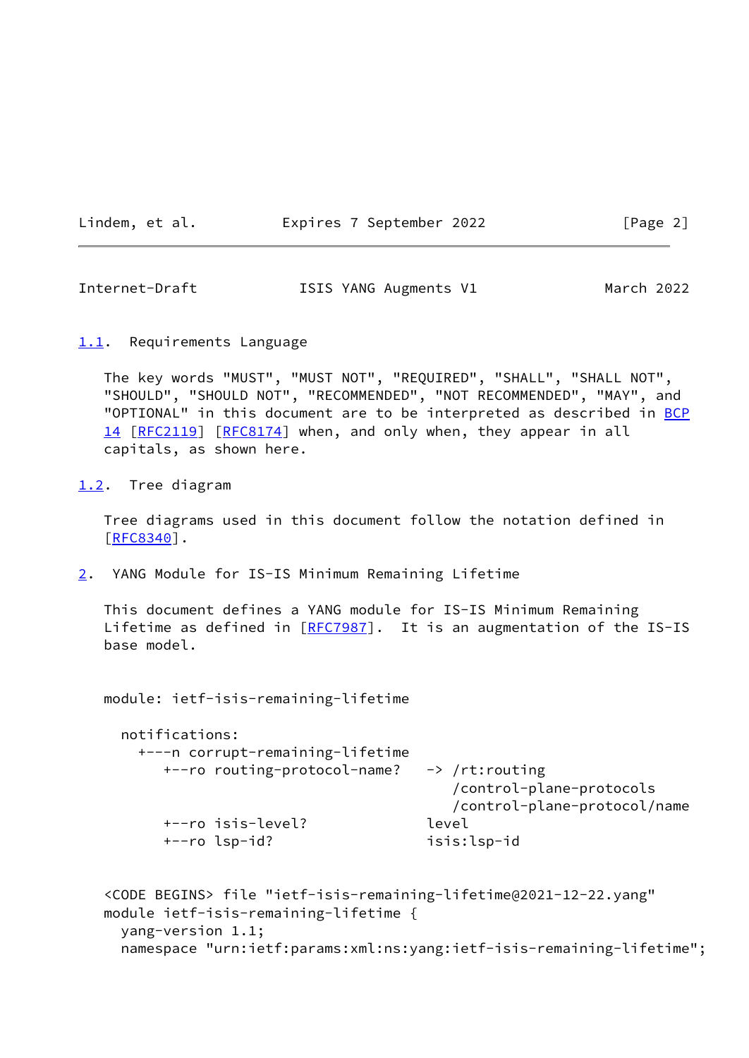### 1.1. Requirements Language

The key words "MUST", "MUST NOT", "REQUIRED", "SHALL", "SHALL NOT", "SHOULD", "SHOULD NOT", "RECOMMENDED", "NOT RECOMMENDED", "MAY", and "OPTIONAL" in this document are to be interpreted as described in BCP 14 [RFC2119] [RFC8174] when, and only when, they appear in all capitals, as shown here.

### 1.2. Tree diagram

Tree diagrams used in this document follow the notation defined in [RFC8340].

## 2. YANG Module for IS-IS Minimum Remaining Lifetime

This document defines a YANG module for IS-IS Minimum Remaining Lifetime as defined in [RFC7987]. It is an augmentation of the IS-IS base model.

```
module: ietf-isis-remaining-lifetime

  notifications:
    +---n corrupt-remaining-lifetime
       +--ro routing-protocol-name?   -> /rt:routing
                                         /control-plane-protocols
                                         /control-plane-protocol/name
       +--ro isis-level?              level
       +--ro lsp-id?                  isis:lsp-id
```

```
<CODE BEGINS> file "ietf-isis-remaining-lifetime@2021-12-22.yang"
module ietf-isis-remaining-lifetime {
  yang-version 1.1;
  namespace "urn:ietf:params:xml:ns:yang:ietf-isis-remaining-lifetime";
```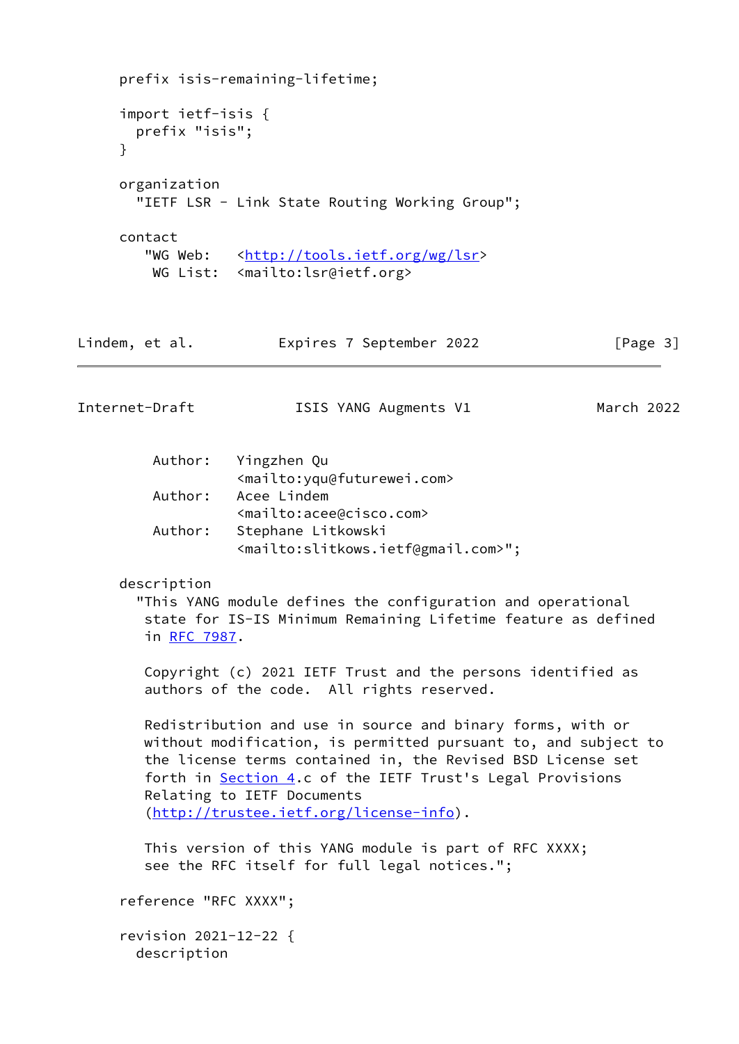```
     prefix isis-remaining-lifetime;

     import ietf-isis {
       prefix "isis";
     }

     organization
       "IETF LSR - Link State Routing Working Group";

     contact
        "WG Web:   <http://tools.ietf.org/wg/lsr>
         WG List:  <mailto:lsr@ietf.org>

         Author:   Yingzhen Qu
                   <mailto:yqu@futurewei.com>
         Author:   Acee Lindem
                   <mailto:acee@cisco.com>
         Author:   Stephane Litkowski
                   <mailto:slitkows.ietf@gmail.com>";

     description
       "This YANG module defines the configuration and operational
        state for IS-IS Minimum Remaining Lifetime feature as defined
        in RFC 7987.

        Copyright (c) 2021 IETF Trust and the persons identified as
        authors of the code.  All rights reserved.

        Redistribution and use in source and binary forms, with or
        without modification, is permitted pursuant to, and subject to
        the license terms contained in, the Revised BSD License set
        forth in Section 4.c of the IETF Trust's Legal Provisions
        Relating to IETF Documents
        (http://trustee.ietf.org/license-info).

        This version of this YANG module is part of RFC XXXX;
        see the RFC itself for full legal notices.";

     reference "RFC XXXX";

     revision 2021-12-22 {
       description
```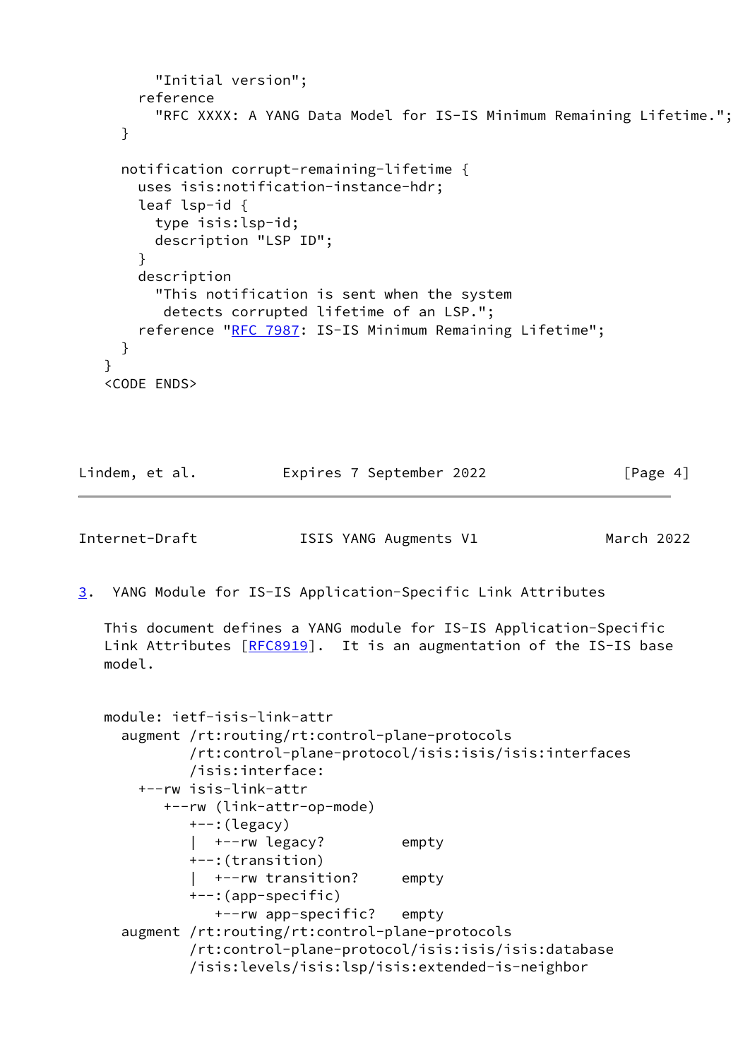```
        "Initial version";
      reference
        "RFC XXXX: A YANG Data Model for IS-IS Minimum Remaining Lifetime.";
    }

    notification corrupt-remaining-lifetime {
      uses isis:notification-instance-hdr;
      leaf lsp-id {
        type isis:lsp-id;
        description "LSP ID";
      }
      description
        "This notification is sent when the system
         detects corrupted lifetime of an LSP.";
      reference "RFC 7987: IS-IS Minimum Remaining Lifetime";
    }
  }
  <CODE ENDS>
```

## 3. YANG Module for IS-IS Application-Specific Link Attributes

This document defines a YANG module for IS-IS Application-Specific Link Attributes [RFC8919]. It is an augmentation of the IS-IS base model.

```
module: ietf-isis-link-attr
  augment /rt:routing/rt:control-plane-protocols
          /rt:control-plane-protocol/isis:isis/isis:interfaces
          /isis:interface:
    +--rw isis-link-attr
       +--rw (link-attr-op-mode)
          +--:(legacy)
          |  +--rw legacy?          empty
          +--:(transition)
          |  +--rw transition?      empty
          +--:(app-specific)
             +--rw app-specific?    empty
  augment /rt:routing/rt:control-plane-protocols
          /rt:control-plane-protocol/isis:isis/isis:database
          /isis:levels/isis:lsp/isis:extended-is-neighbor
```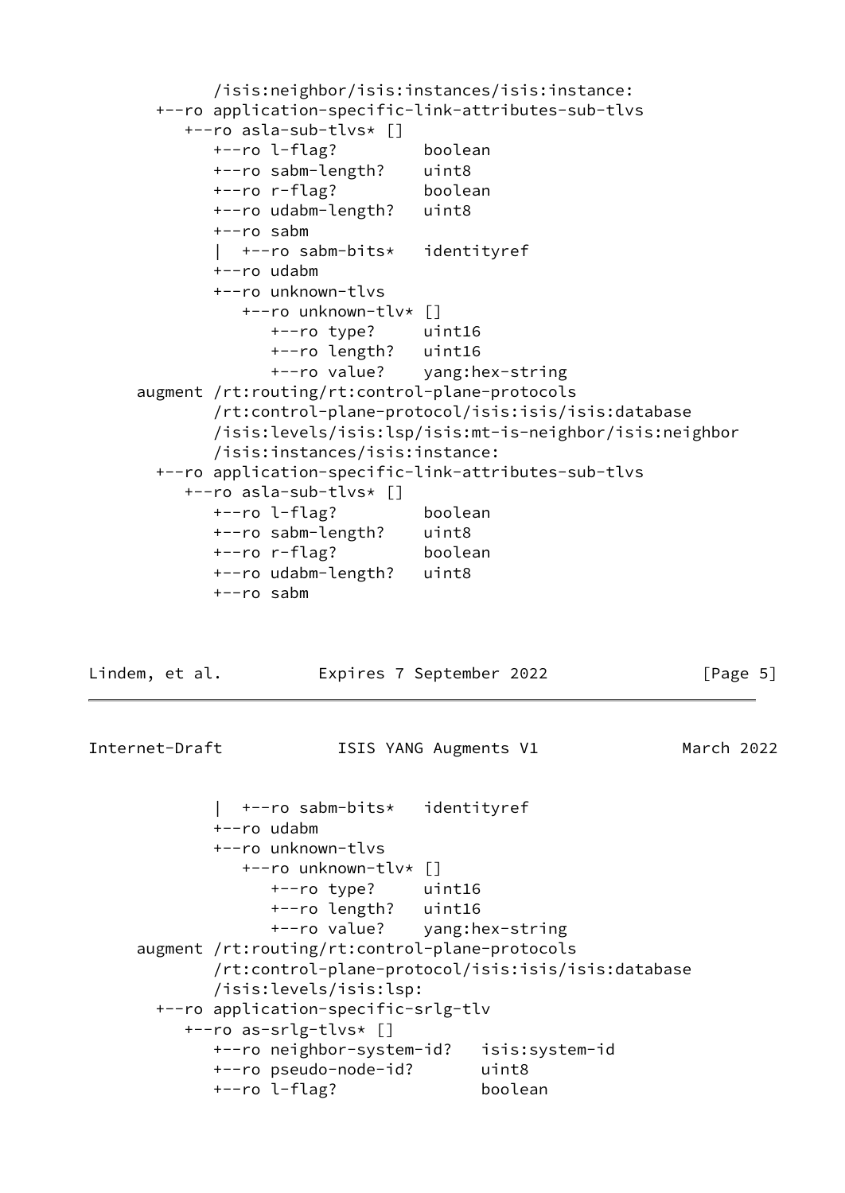```
          /isis:neighbor/isis:instances/isis:instance:
    +--ro application-specific-link-attributes-sub-tlvs
       +--ro asla-sub-tlvs* []
          +--ro l-flag?         boolean
          +--ro sabm-length?    uint8
          +--ro r-flag?         boolean
          +--ro udabm-length?   uint8
          +--ro sabm
          |  +--ro sabm-bits*   identityref
          +--ro udabm
          +--ro unknown-tlvs
             +--ro unknown-tlv* []
                +--ro type?     uint16
                +--ro length?   uint16
                +--ro value?    yang:hex-string
  augment /rt:routing/rt:control-plane-protocols
          /rt:control-plane-protocol/isis:isis/isis:database
          /isis:levels/isis:lsp/isis:mt-is-neighbor/isis:neighbor
          /isis:instances/isis:instance:
    +--ro application-specific-link-attributes-sub-tlvs
       +--ro asla-sub-tlvs* []
          +--ro l-flag?         boolean
          +--ro sabm-length?    uint8
          +--ro r-flag?         boolean
          +--ro udabm-length?   uint8
          +--ro sabm
          |  +--ro sabm-bits*   identityref
          +--ro udabm
          +--ro unknown-tlvs
             +--ro unknown-tlv* []
                +--ro type?     uint16
                +--ro length?   uint16
                +--ro value?    yang:hex-string
  augment /rt:routing/rt:control-plane-protocols
          /rt:control-plane-protocol/isis:isis/isis:database
          /isis:levels/isis:lsp:
    +--ro application-specific-srlg-tlv
       +--ro as-srlg-tlvs* []
          +--ro neighbor-system-id?   isis:system-id
          +--ro pseudo-node-id?       uint8
          +--ro l-flag?               boolean
```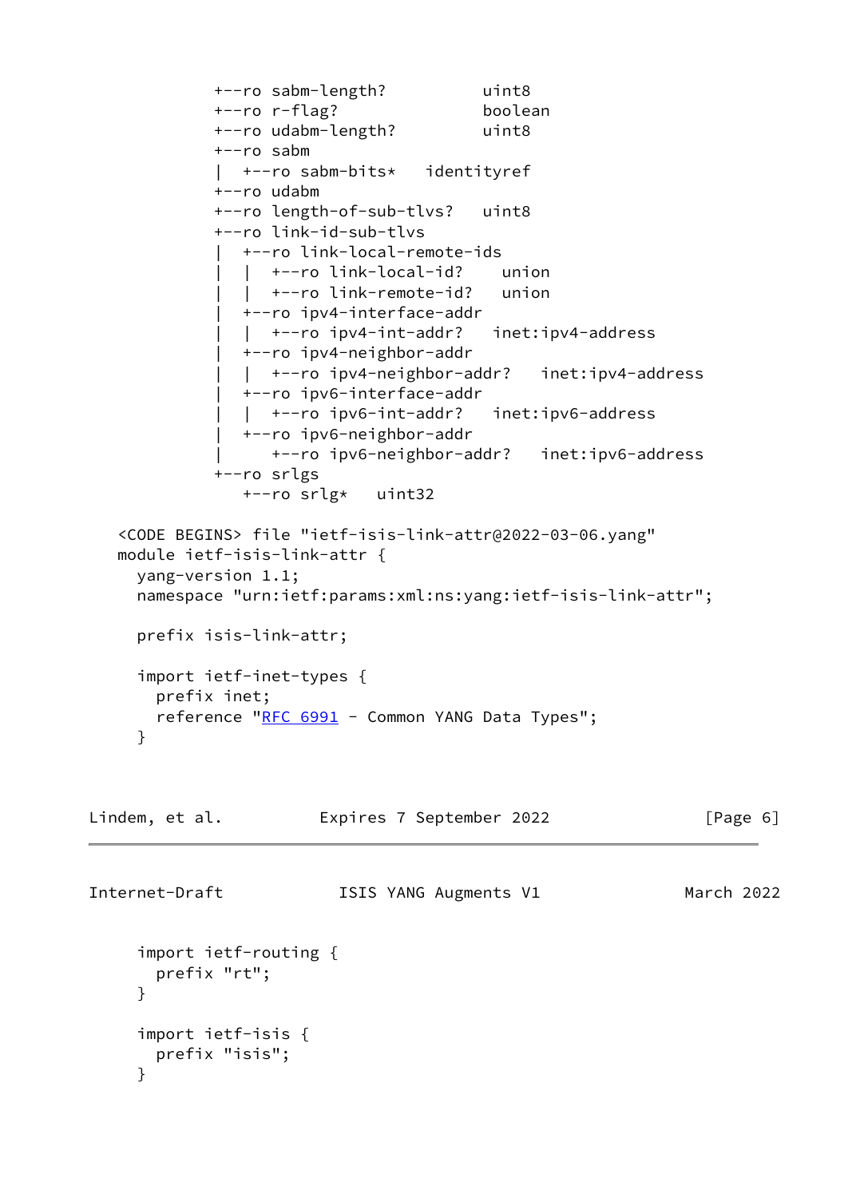```
           +--ro sabm-length?          uint8
           +--ro r-flag?               boolean
           +--ro udabm-length?         uint8
           +--ro sabm
           |  +--ro sabm-bits*   identityref
           +--ro udabm
           +--ro length-of-sub-tlvs?   uint8
           +--ro link-id-sub-tlvs
           |  +--ro link-local-remote-ids
           |  |  +--ro link-local-id?    union
           |  |  +--ro link-remote-id?   union
           |  +--ro ipv4-interface-addr
           |  |  +--ro ipv4-int-addr?   inet:ipv4-address
           |  +--ro ipv4-neighbor-addr
           |  |  +--ro ipv4-neighbor-addr?   inet:ipv4-address
           |  +--ro ipv6-interface-addr
           |  |  +--ro ipv6-int-addr?   inet:ipv6-address
           |  +--ro ipv6-neighbor-addr
           |     +--ro ipv6-neighbor-addr?   inet:ipv6-address
           +--ro srlgs
              +--ro srlg*   uint32
```

```
   <CODE BEGINS> file "ietf-isis-link-attr@2022-03-06.yang"
   module ietf-isis-link-attr {
     yang-version 1.1;
     namespace "urn:ietf:params:xml:ns:yang:ietf-isis-link-attr";

     prefix isis-link-attr;

     import ietf-inet-types {
       prefix inet;
       reference "RFC 6991 - Common YANG Data Types";
     }

     import ietf-routing {
       prefix "rt";
     }

     import ietf-isis {
       prefix "isis";
     }
```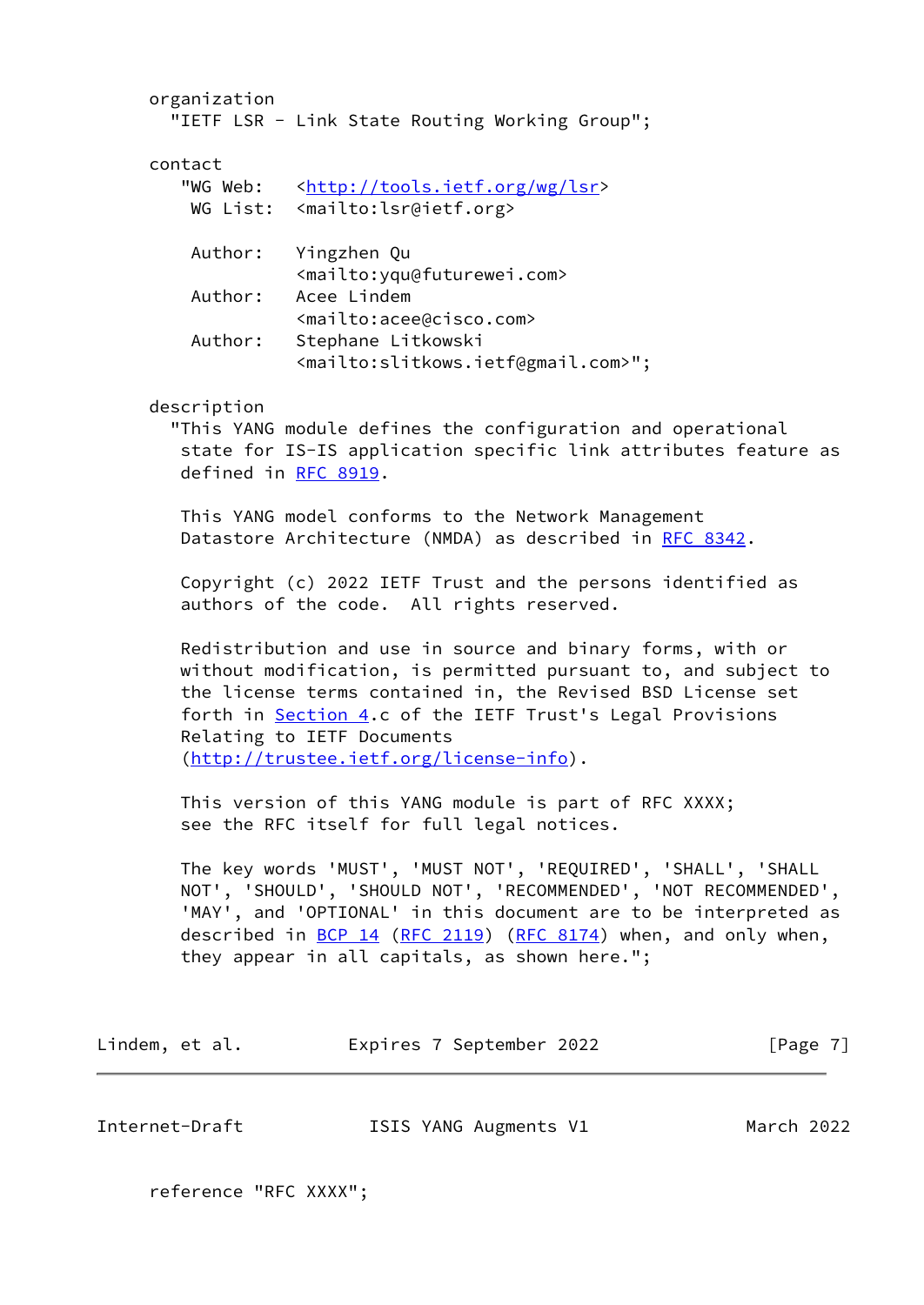```
     organization
       "IETF LSR - Link State Routing Working Group";

     contact
        "WG Web:   <http://tools.ietf.org/wg/lsr>
         WG List:  <mailto:lsr@ietf.org>

         Author:   Yingzhen Qu
                   <mailto:yqu@futurewei.com>
         Author:   Acee Lindem
                   <mailto:acee@cisco.com>
         Author:   Stephane Litkowski
                   <mailto:slitkows.ietf@gmail.com>";

     description
       "This YANG module defines the configuration and operational
        state for IS-IS application specific link attributes feature as
        defined in RFC 8919.

        This YANG model conforms to the Network Management
        Datastore Architecture (NMDA) as described in RFC 8342.

        Copyright (c) 2022 IETF Trust and the persons identified as
        authors of the code.  All rights reserved.

        Redistribution and use in source and binary forms, with or
        without modification, is permitted pursuant to, and subject to
        the license terms contained in, the Revised BSD License set
        forth in Section 4.c of the IETF Trust's Legal Provisions
        Relating to IETF Documents
        (http://trustee.ietf.org/license-info).

        This version of this YANG module is part of RFC XXXX;
        see the RFC itself for full legal notices.

        The key words 'MUST', 'MUST NOT', 'REQUIRED', 'SHALL', 'SHALL
        NOT', 'SHOULD', 'SHOULD NOT', 'RECOMMENDED', 'NOT RECOMMENDED',
        'MAY', and 'OPTIONAL' in this document are to be interpreted as
        described in BCP 14 (RFC 2119) (RFC 8174) when, and only when,
        they appear in all capitals, as shown here.";

     reference "RFC XXXX";
```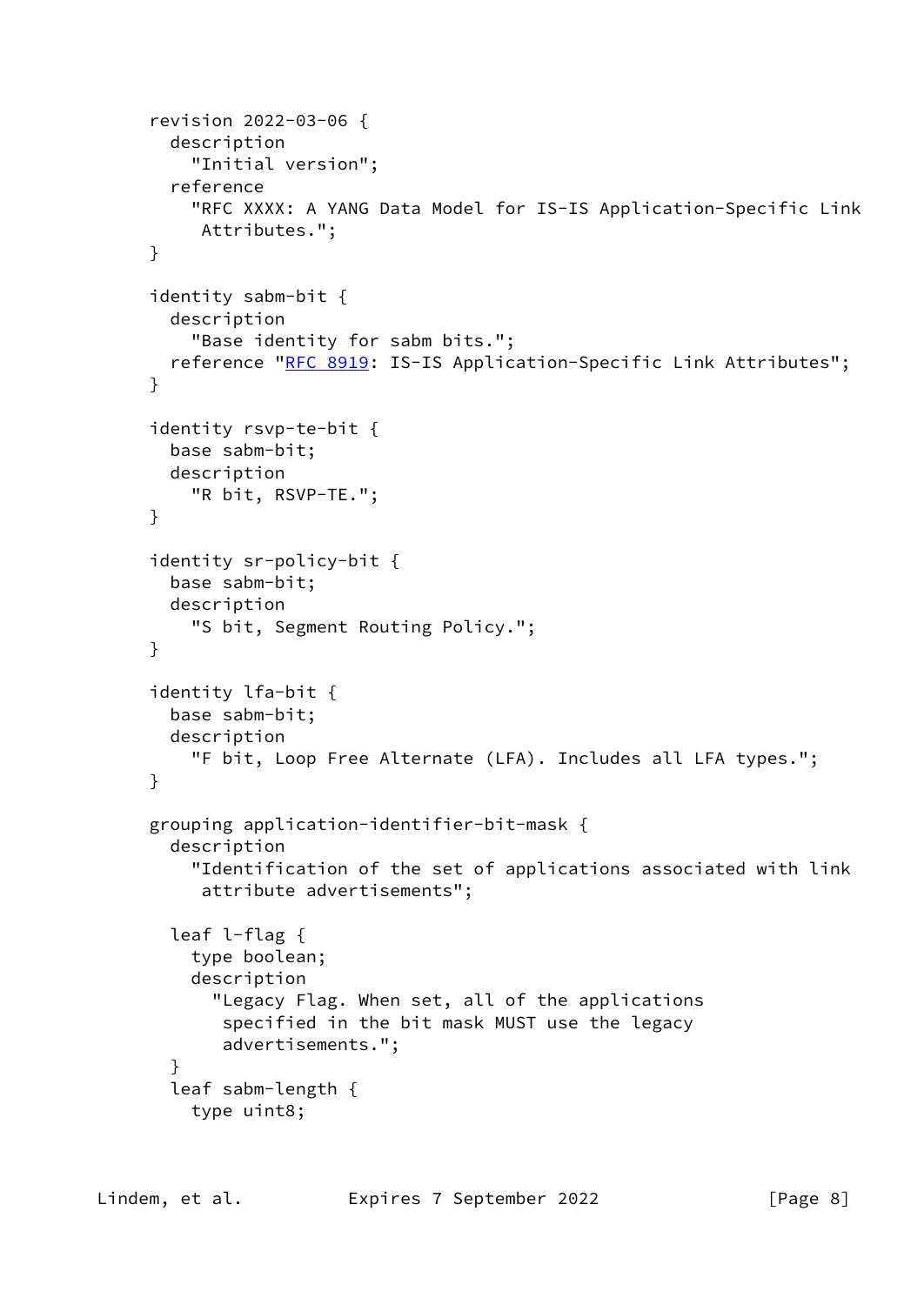```
     revision 2022-03-06 {
       description
         "Initial version";
       reference
         "RFC XXXX: A YANG Data Model for IS-IS Application-Specific Link
          Attributes.";
     }

     identity sabm-bit {
       description
         "Base identity for sabm bits.";
       reference "RFC 8919: IS-IS Application-Specific Link Attributes";
     }

     identity rsvp-te-bit {
       base sabm-bit;
       description
         "R bit, RSVP-TE.";
     }

     identity sr-policy-bit {
       base sabm-bit;
       description
         "S bit, Segment Routing Policy.";
     }

     identity lfa-bit {
       base sabm-bit;
       description
         "F bit, Loop Free Alternate (LFA). Includes all LFA types.";
     }

     grouping application-identifier-bit-mask {
       description
         "Identification of the set of applications associated with link
          attribute advertisements";

       leaf l-flag {
         type boolean;
         description
           "Legacy Flag. When set, all of the applications
            specified in the bit mask MUST use the legacy
            advertisements.";
       }
       leaf sabm-length {
         type uint8;
```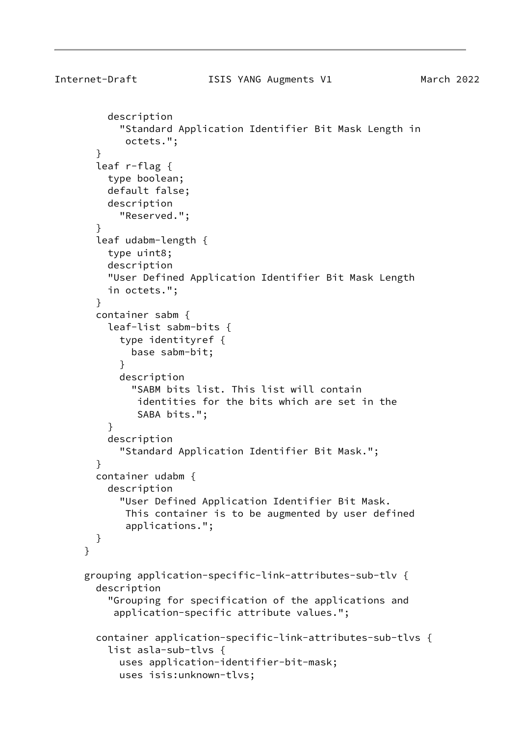```
          description
            "Standard Application Identifier Bit Mask Length in
             octets.";
        }
        leaf r-flag {
          type boolean;
          default false;
          description
            "Reserved.";
        }
        leaf udabm-length {
          type uint8;
          description
          "User Defined Application Identifier Bit Mask Length
          in octets.";
        }
        container sabm {
          leaf-list sabm-bits {
            type identityref {
              base sabm-bit;
            }
            description
              "SABM bits list. This list will contain
               identities for the bits which are set in the
               SABA bits.";
          }
          description
            "Standard Application Identifier Bit Mask.";
        }
        container udabm {
          description
            "User Defined Application Identifier Bit Mask.
             This container is to be augmented by user defined
             applications.";
        }
      }

      grouping application-specific-link-attributes-sub-tlv {
        description
          "Grouping for specification of the applications and
           application-specific attribute values.";

        container application-specific-link-attributes-sub-tlvs {
          list asla-sub-tlvs {
            uses application-identifier-bit-mask;
            uses isis:unknown-tlvs;
```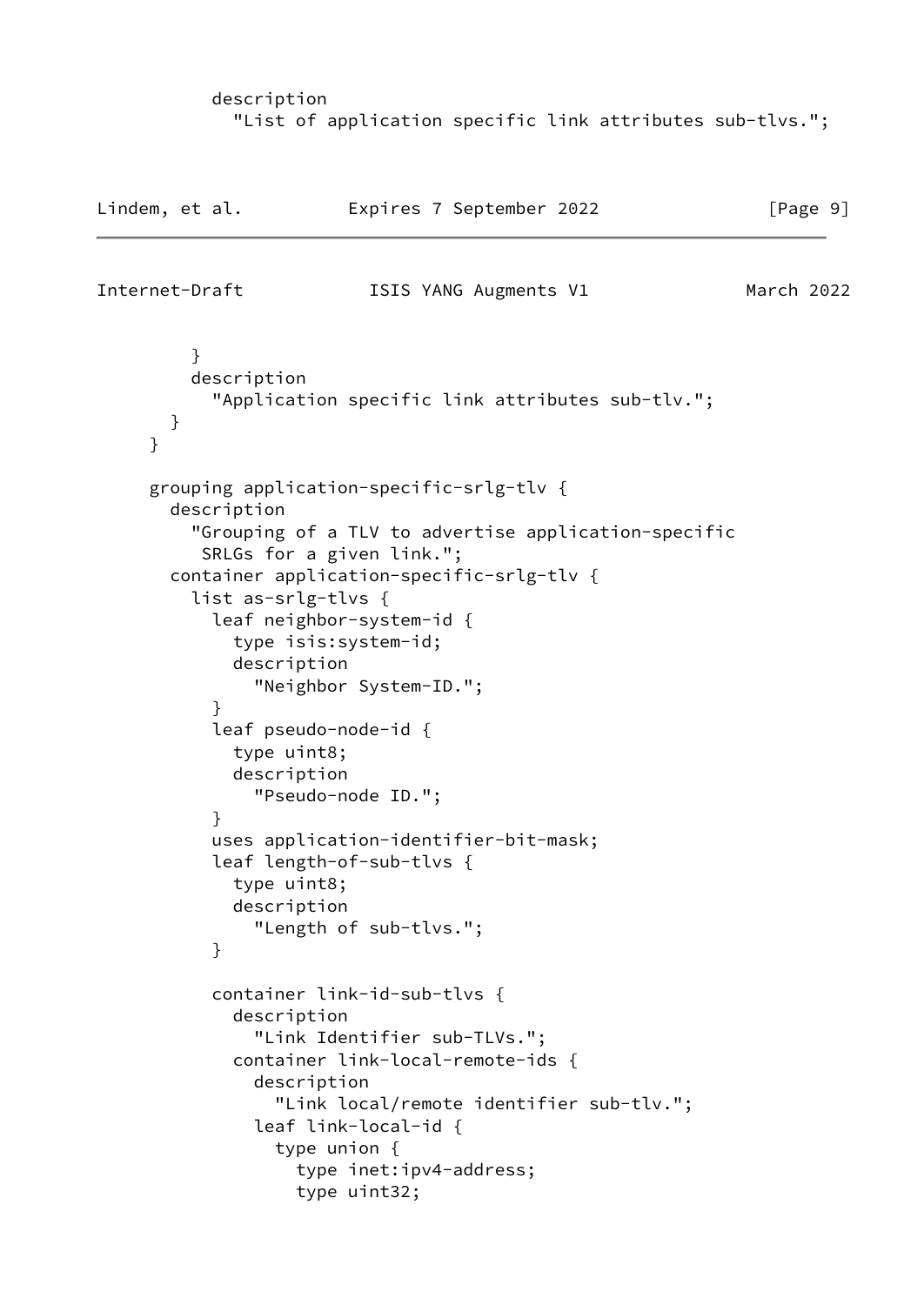```
          description
            "List of application specific link attributes sub-tlvs.";
```

```
        }
        description
          "Application specific link attributes sub-tlv.";
      }
    }

    grouping application-specific-srlg-tlv {
      description
        "Grouping of a TLV to advertise application-specific
         SRLGs for a given link.";
      container application-specific-srlg-tlv {
        list as-srlg-tlvs {
          leaf neighbor-system-id {
            type isis:system-id;
            description
              "Neighbor System-ID.";
          }
          leaf pseudo-node-id {
            type uint8;
            description
              "Pseudo-node ID.";
          }
          uses application-identifier-bit-mask;
          leaf length-of-sub-tlvs {
            type uint8;
            description
              "Length of sub-tlvs.";
          }

          container link-id-sub-tlvs {
            description
              "Link Identifier sub-TLVs.";
            container link-local-remote-ids {
              description
                "Link local/remote identifier sub-tlv.";
              leaf link-local-id {
                type union {
                  type inet:ipv4-address;
                  type uint32;
```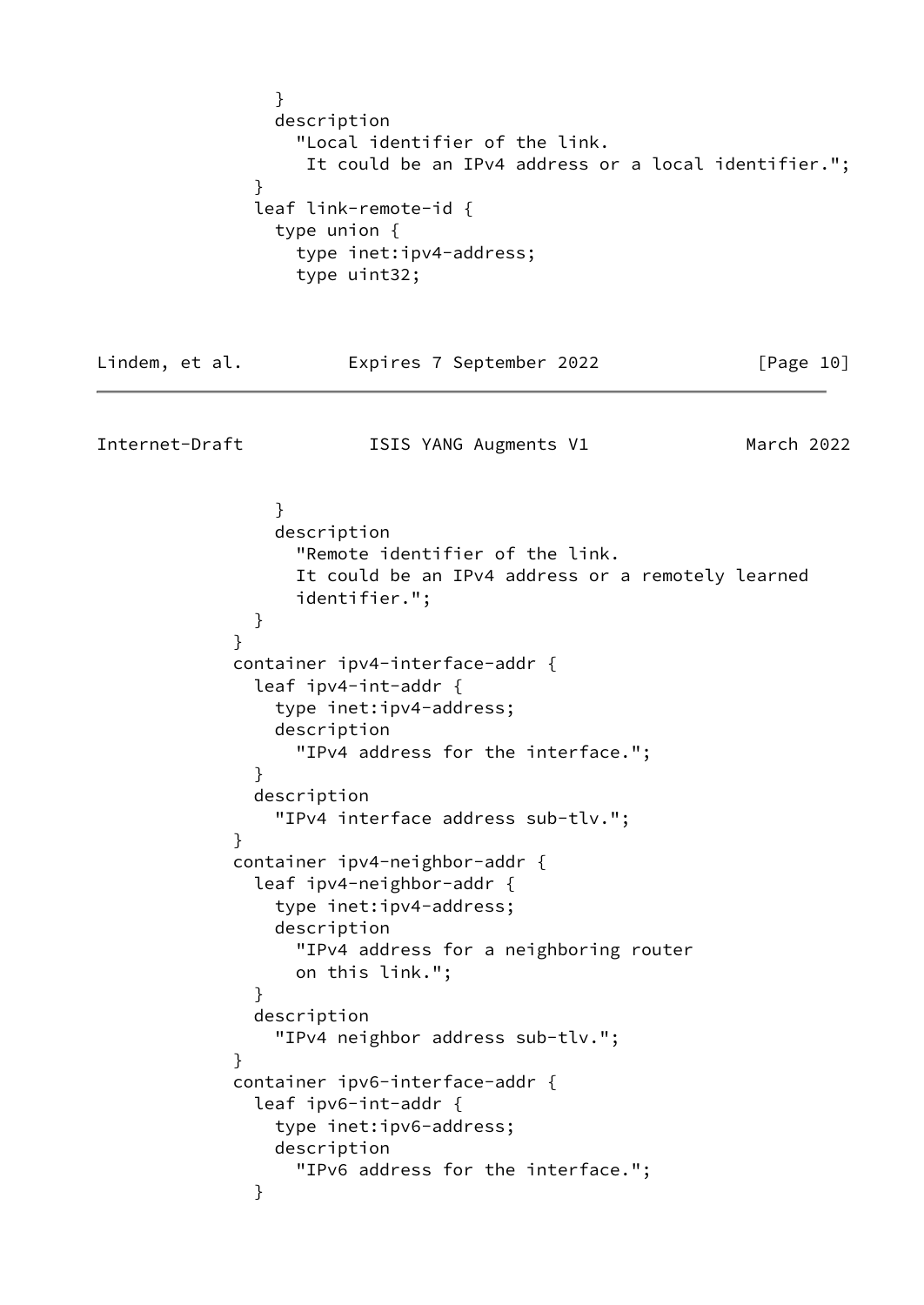```
                }
                description
                  "Local identifier of the link.
                   It could be an IPv4 address or a local identifier.";
              }
              leaf link-remote-id {
                type union {
                  type inet:ipv4-address;
                  type uint32;
                }
                description
                  "Remote identifier of the link.
                  It could be an IPv4 address or a remotely learned
                  identifier.";
              }
            }
            container ipv4-interface-addr {
              leaf ipv4-int-addr {
                type inet:ipv4-address;
                description
                  "IPv4 address for the interface.";
              }
              description
                "IPv4 interface address sub-tlv.";
            }
            container ipv4-neighbor-addr {
              leaf ipv4-neighbor-addr {
                type inet:ipv4-address;
                description
                  "IPv4 address for a neighboring router
                  on this link.";
              }
              description
                "IPv4 neighbor address sub-tlv.";
            }
            container ipv6-interface-addr {
              leaf ipv6-int-addr {
                type inet:ipv6-address;
                description
                  "IPv6 address for the interface.";
              }
```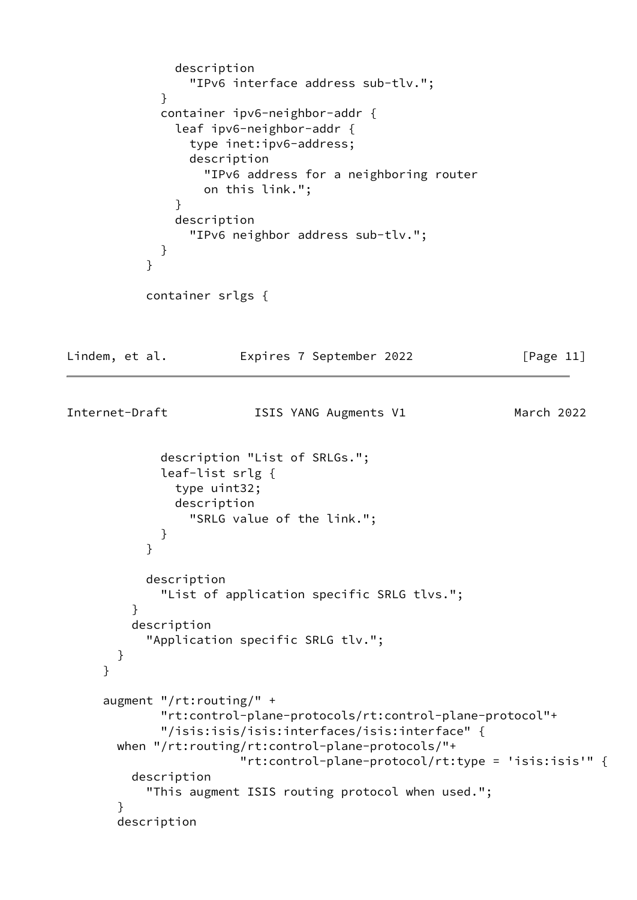```
            description
              "IPv6 interface address sub-tlv.";
          }
          container ipv6-neighbor-addr {
            leaf ipv6-neighbor-addr {
              type inet:ipv6-address;
              description
                "IPv6 address for a neighboring router
                on this link.";
            }
            description
              "IPv6 neighbor address sub-tlv.";
          }
        }

        container srlgs {
```

```
          description "List of SRLGs.";
          leaf-list srlg {
            type uint32;
            description
              "SRLG value of the link.";
          }
        }

        description
          "List of application specific SRLG tlvs.";
      }
      description
        "Application specific SRLG tlv.";
    }
  }

  augment "/rt:routing/" +
          "rt:control-plane-protocols/rt:control-plane-protocol"+
          "/isis:isis/isis:interfaces/isis:interface" {
    when "/rt:routing/rt:control-plane-protocols/"+
                     "rt:control-plane-protocol/rt:type = 'isis:isis'" {
      description
        "This augment ISIS routing protocol when used.";
    }
    description
```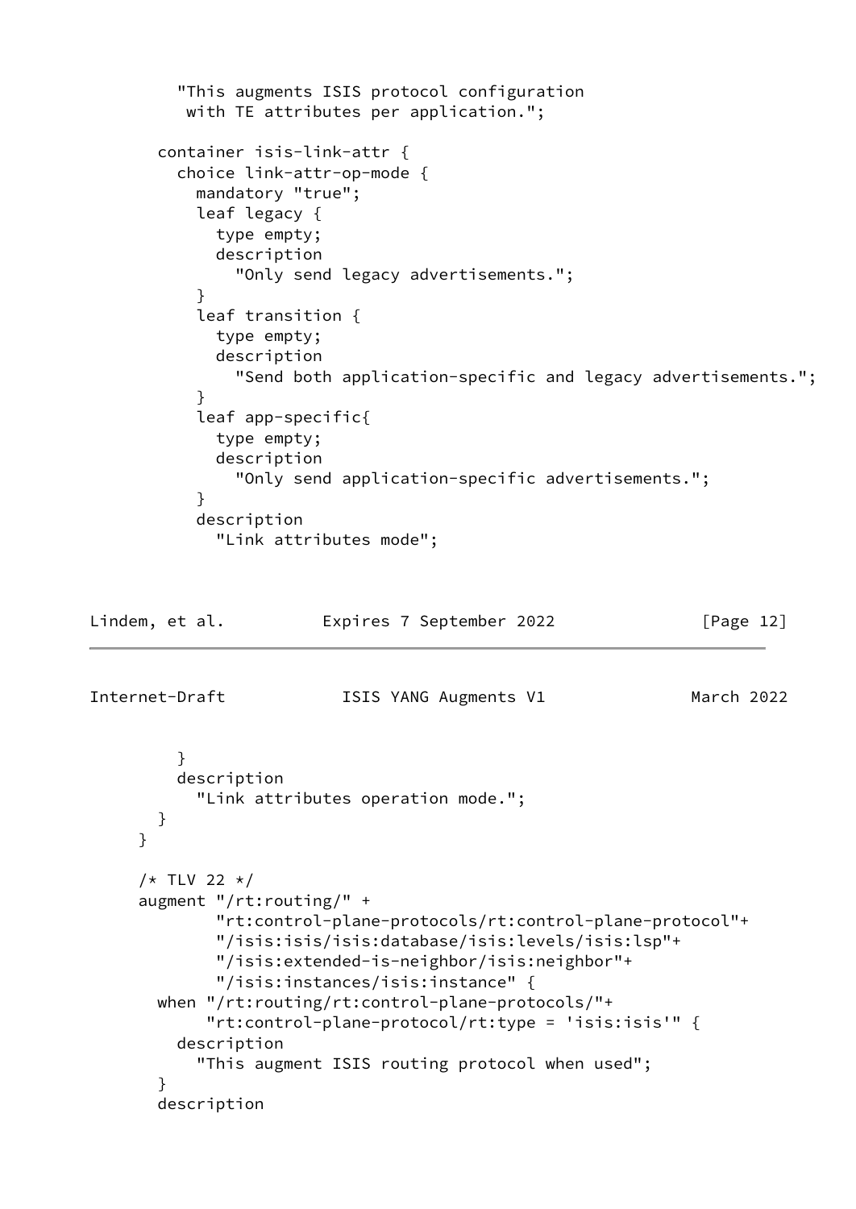```
          "This augments ISIS protocol configuration
           with TE attributes per application.";

        container isis-link-attr {
          choice link-attr-op-mode {
            mandatory "true";
            leaf legacy {
              type empty;
              description
                "Only send legacy advertisements.";
            }
            leaf transition {
              type empty;
              description
                "Send both application-specific and legacy advertisements.";
            }
            leaf app-specific{
              type empty;
              description
                "Only send application-specific advertisements.";
            }
            description
              "Link attributes mode";
          }
          description
            "Link attributes operation mode.";
        }
      }

      /* TLV 22 */
      augment "/rt:routing/" +
              "rt:control-plane-protocols/rt:control-plane-protocol"+
              "/isis:isis/isis:database/isis:levels/isis:lsp"+
              "/isis:extended-is-neighbor/isis:neighbor"+
              "/isis:instances/isis:instance" {
        when "/rt:routing/rt:control-plane-protocols/"+
             "rt:control-plane-protocol/rt:type = 'isis:isis'" {
          description
            "This augment ISIS routing protocol when used";
        }
        description
```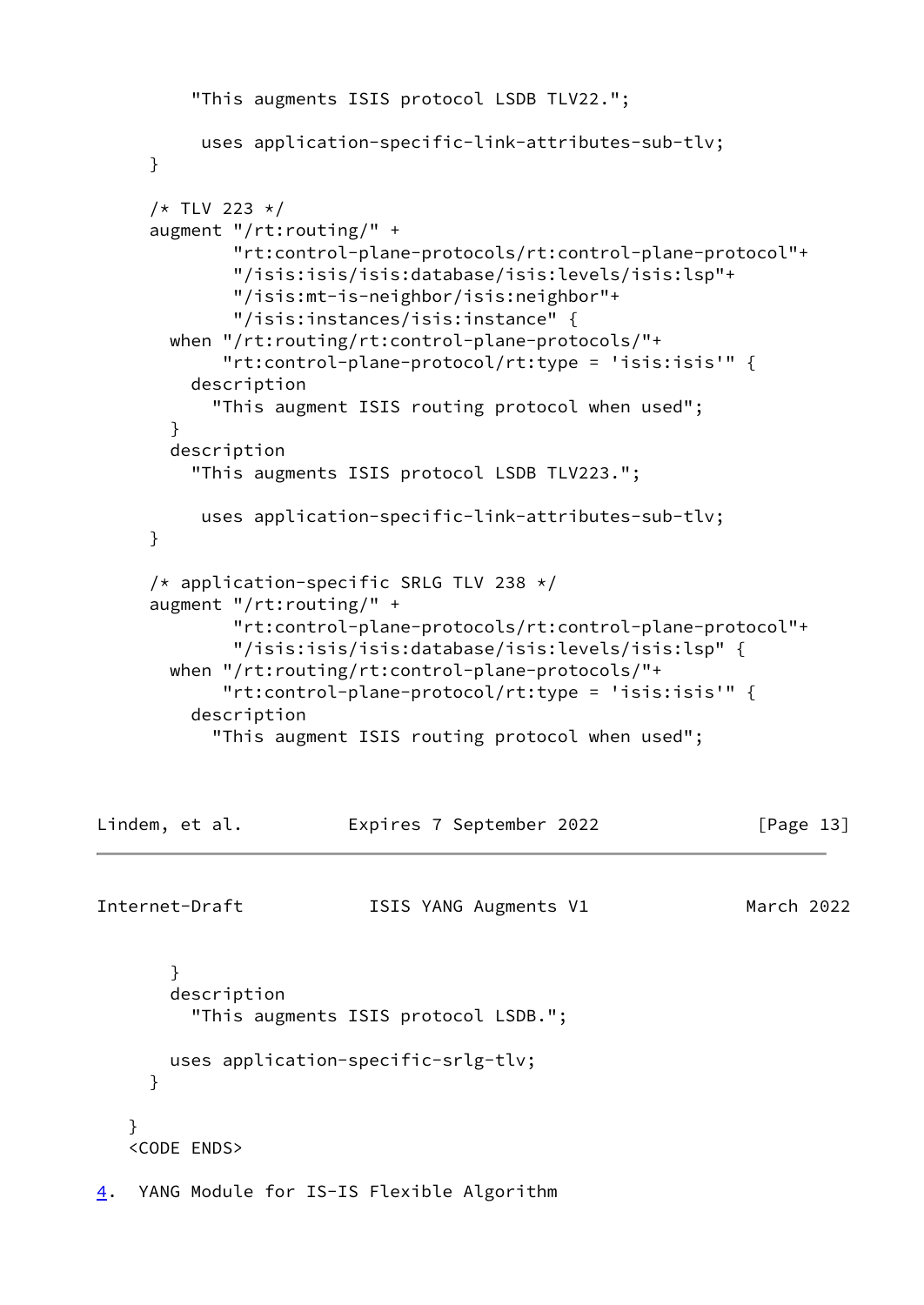```
          "This augments ISIS protocol LSDB TLV22.";

           uses application-specific-link-attributes-sub-tlv;
     }

     /* TLV 223 */
     augment "/rt:routing/" +
             "rt:control-plane-protocols/rt:control-plane-protocol"+
             "/isis:isis/isis:database/isis:levels/isis:lsp"+
             "/isis:mt-is-neighbor/isis:neighbor"+
             "/isis:instances/isis:instance" {
       when "/rt:routing/rt:control-plane-protocols/"+
            "rt:control-plane-protocol/rt:type = 'isis:isis'" {
         description
           "This augment ISIS routing protocol when used";
       }
       description
         "This augments ISIS protocol LSDB TLV223.";

           uses application-specific-link-attributes-sub-tlv;
     }

     /* application-specific SRLG TLV 238 */
     augment "/rt:routing/" +
             "rt:control-plane-protocols/rt:control-plane-protocol"+
             "/isis:isis/isis:database/isis:levels/isis:lsp" {
       when "/rt:routing/rt:control-plane-protocols/"+
            "rt:control-plane-protocol/rt:type = 'isis:isis'" {
         description
           "This augment ISIS routing protocol when used";
       }
       description
         "This augments ISIS protocol LSDB.";

       uses application-specific-srlg-tlv;
     }

   }
   <CODE ENDS>
```

## 4. YANG Module for IS-IS Flexible Algorithm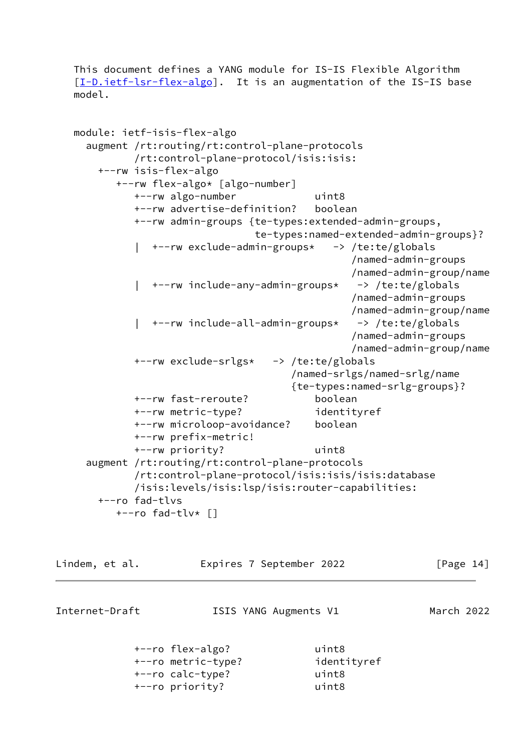This document defines a YANG module for IS-IS Flexible Algorithm [I-D.ietf-lsr-flex-algo]. It is an augmentation of the IS-IS base model.

```
module: ietf-isis-flex-algo
  augment /rt:routing/rt:control-plane-protocols
          /rt:control-plane-protocol/isis:isis:
    +--rw isis-flex-algo
       +--rw flex-algo* [algo-number]
          +--rw algo-number              uint8
          +--rw advertise-definition?    boolean
          +--rw admin-groups {te-types:extended-admin-groups,
                              te-types:named-extended-admin-groups}?
          |  +--rw exclude-admin-groups*    -> /te:te/globals
          |                                    /named-admin-groups
          |                                    /named-admin-group/name
          |  +--rw include-any-admin-groups*   -> /te:te/globals
          |                                    /named-admin-groups
          |                                    /named-admin-group/name
          |  +--rw include-all-admin-groups*   -> /te:te/globals
          |                                    /named-admin-groups
          |                                    /named-admin-group/name
          +--rw exclude-srlgs*    -> /te:te/globals
                                     /named-srlgs/named-srlg/name
                                     {te-types:named-srlg-groups}?
          +--rw fast-reroute?            boolean
          +--rw metric-type?             identityref
          +--rw microloop-avoidance?     boolean
          +--rw prefix-metric!
          +--rw priority?                uint8
  augment /rt:routing/rt:control-plane-protocols
          /rt:control-plane-protocol/isis:isis/isis:database
          /isis:levels/isis:lsp/isis:router-capabilities:
    +--ro fad-tlvs
       +--ro fad-tlv* []
          +--ro flex-algo?               uint8
          +--ro metric-type?             identityref
          +--ro calc-type?               uint8
          +--ro priority?                uint8
```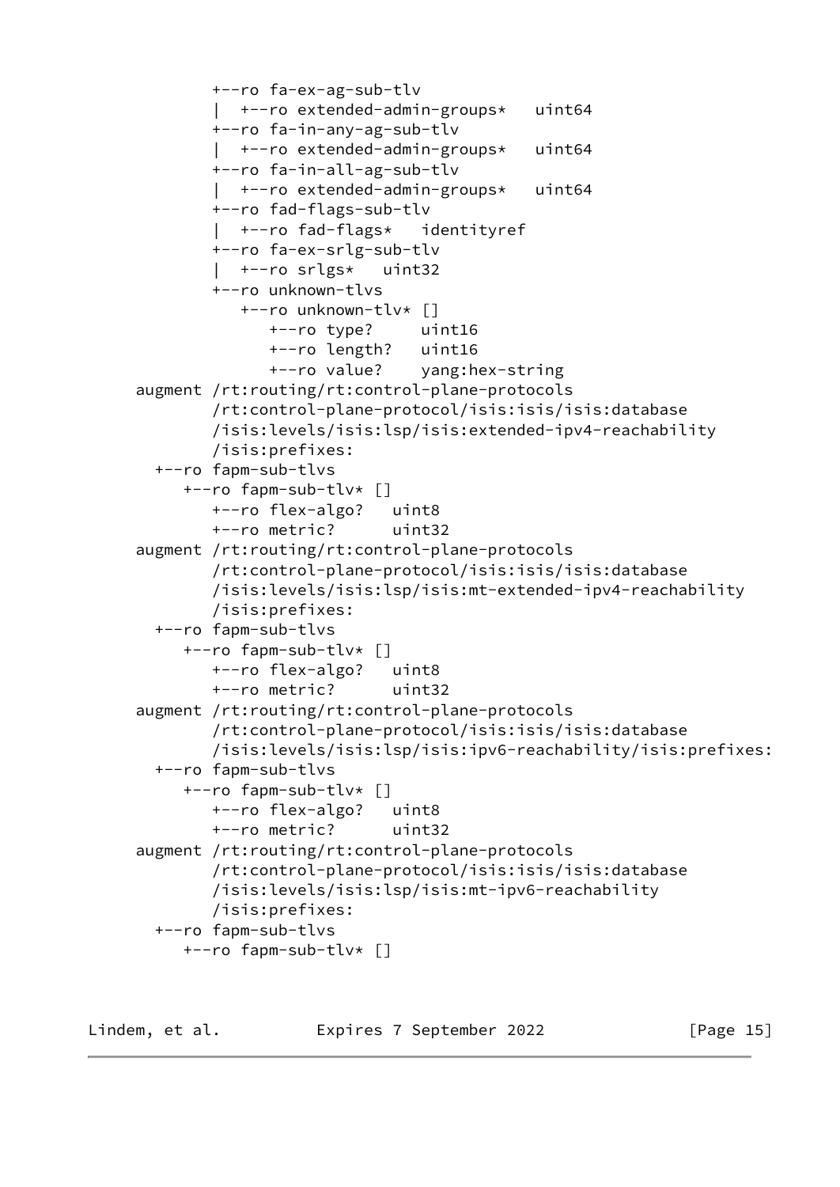```
          +--ro fa-ex-ag-sub-tlv
          |  +--ro extended-admin-groups*   uint64
          +--ro fa-in-any-ag-sub-tlv
          |  +--ro extended-admin-groups*   uint64
          +--ro fa-in-all-ag-sub-tlv
          |  +--ro extended-admin-groups*   uint64
          +--ro fad-flags-sub-tlv
          |  +--ro fad-flags*   identityref
          +--ro fa-ex-srlg-sub-tlv
          |  +--ro srlgs*   uint32
          +--ro unknown-tlvs
             +--ro unknown-tlv* []
                +--ro type?     uint16
                +--ro length?   uint16
                +--ro value?    yang:hex-string
  augment /rt:routing/rt:control-plane-protocols
          /rt:control-plane-protocol/isis:isis/isis:database
          /isis:levels/isis:lsp/isis:extended-ipv4-reachability
          /isis:prefixes:
    +--ro fapm-sub-tlvs
       +--ro fapm-sub-tlv* []
          +--ro flex-algo?   uint8
          +--ro metric?      uint32
  augment /rt:routing/rt:control-plane-protocols
          /rt:control-plane-protocol/isis:isis/isis:database
          /isis:levels/isis:lsp/isis:mt-extended-ipv4-reachability
          /isis:prefixes:
    +--ro fapm-sub-tlvs
       +--ro fapm-sub-tlv* []
          +--ro flex-algo?   uint8
          +--ro metric?      uint32
  augment /rt:routing/rt:control-plane-protocols
          /rt:control-plane-protocol/isis:isis/isis:database
          /isis:levels/isis:lsp/isis:ipv6-reachability/isis:prefixes:
    +--ro fapm-sub-tlvs
       +--ro fapm-sub-tlv* []
          +--ro flex-algo?   uint8
          +--ro metric?      uint32
  augment /rt:routing/rt:control-plane-protocols
          /rt:control-plane-protocol/isis:isis/isis:database
          /isis:levels/isis:lsp/isis:mt-ipv6-reachability
          /isis:prefixes:
    +--ro fapm-sub-tlvs
       +--ro fapm-sub-tlv* []
```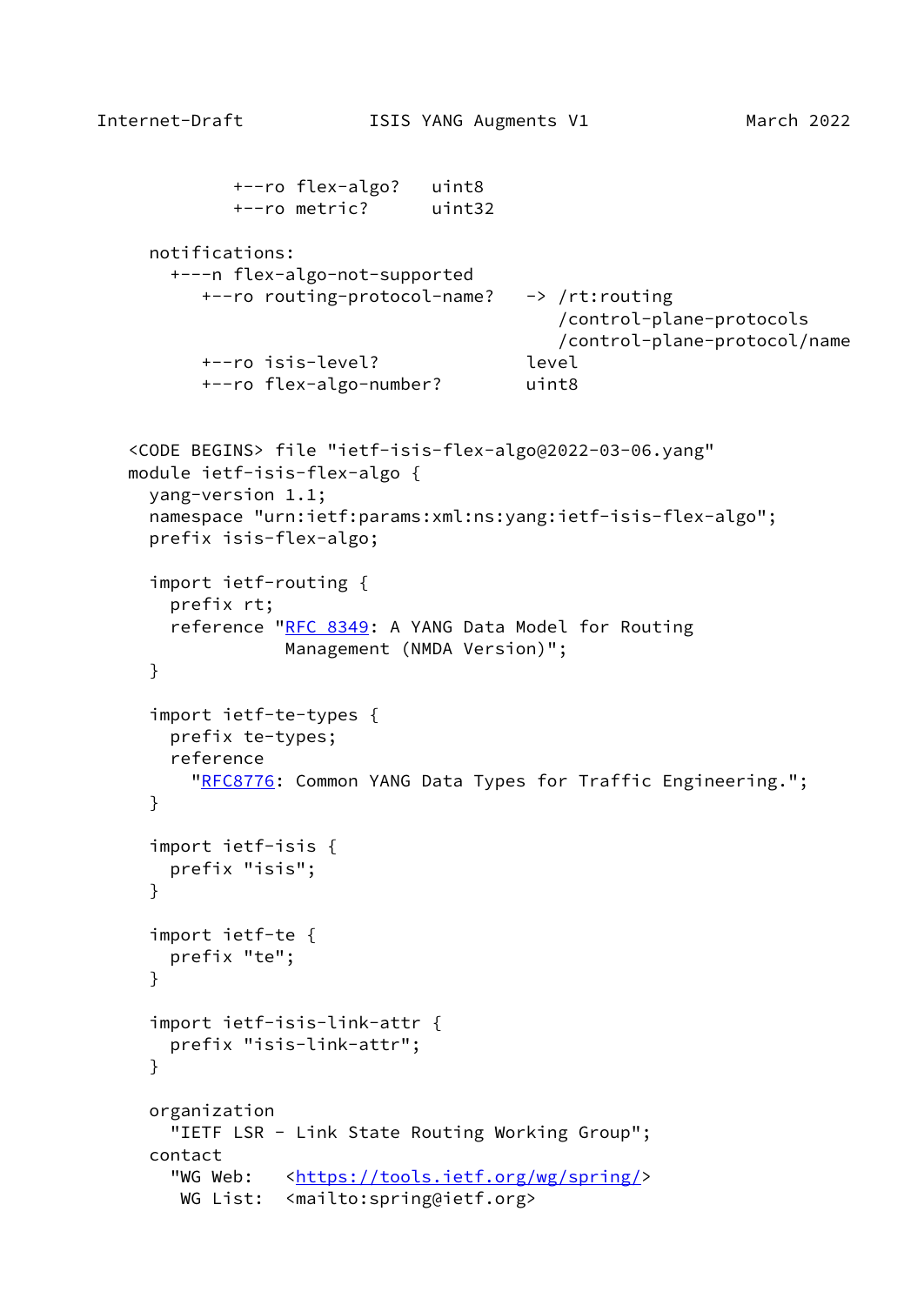```
            +--ro flex-algo?   uint8
            +--ro metric?      uint32

  notifications:
    +---n flex-algo-not-supported
       +--ro routing-protocol-name?   -> /rt:routing
                                         /control-plane-protocols
                                         /control-plane-protocol/name
       +--ro isis-level?              level
       +--ro flex-algo-number?        uint8
```

```
<CODE BEGINS> file "ietf-isis-flex-algo@2022-03-06.yang"
module ietf-isis-flex-algo {
  yang-version 1.1;
  namespace "urn:ietf:params:xml:ns:yang:ietf-isis-flex-algo";
  prefix isis-flex-algo;

  import ietf-routing {
    prefix rt;
    reference "RFC 8349: A YANG Data Model for Routing
               Management (NMDA Version)";
  }

  import ietf-te-types {
    prefix te-types;
    reference
      "RFC8776: Common YANG Data Types for Traffic Engineering.";
  }

  import ietf-isis {
    prefix "isis";
  }

  import ietf-te {
    prefix "te";
  }

  import ietf-isis-link-attr {
    prefix "isis-link-attr";
  }

  organization
    "IETF LSR - Link State Routing Working Group";
  contact
    "WG Web:   <https://tools.ietf.org/wg/spring/>
     WG List:  <mailto:spring@ietf.org>
```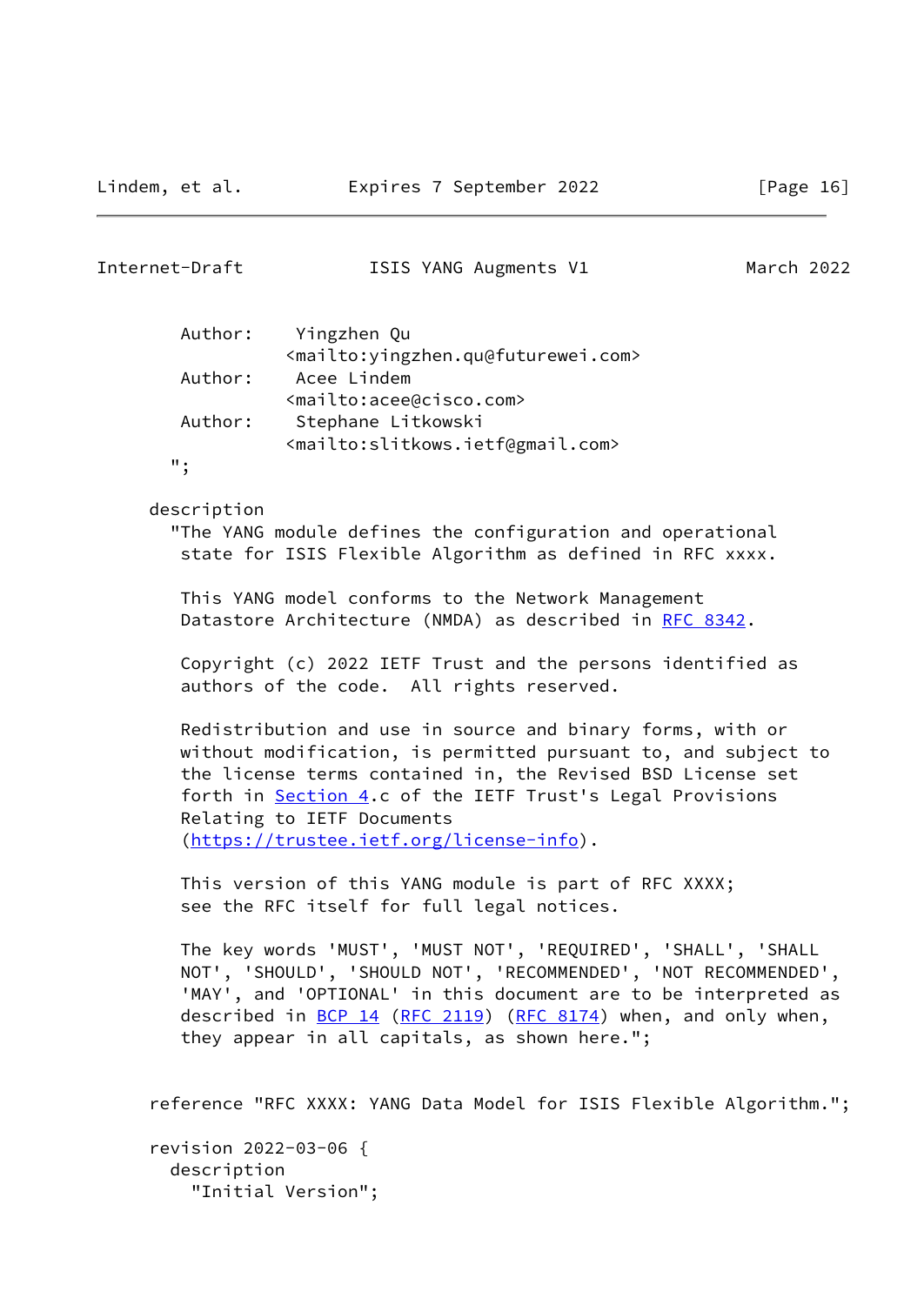```
        Author:    Yingzhen Qu
                   <mailto:yingzhen.qu@futurewei.com>
        Author:    Acee Lindem
                   <mailto:acee@cisco.com>
        Author:    Stephane Litkowski
                   <mailto:slitkows.ietf@gmail.com>
       ";

     description
       "The YANG module defines the configuration and operational
        state for ISIS Flexible Algorithm as defined in RFC xxxx.

        This YANG model conforms to the Network Management
        Datastore Architecture (NMDA) as described in RFC 8342.

        Copyright (c) 2022 IETF Trust and the persons identified as
        authors of the code.  All rights reserved.

        Redistribution and use in source and binary forms, with or
        without modification, is permitted pursuant to, and subject to
        the license terms contained in, the Revised BSD License set
        forth in Section 4.c of the IETF Trust's Legal Provisions
        Relating to IETF Documents
        (https://trustee.ietf.org/license-info).

        This version of this YANG module is part of RFC XXXX;
        see the RFC itself for full legal notices.

        The key words 'MUST', 'MUST NOT', 'REQUIRED', 'SHALL', 'SHALL
        NOT', 'SHOULD', 'SHOULD NOT', 'RECOMMENDED', 'NOT RECOMMENDED',
        'MAY', and 'OPTIONAL' in this document are to be interpreted as
        described in BCP 14 (RFC 2119) (RFC 8174) when, and only when,
        they appear in all capitals, as shown here.";


     reference "RFC XXXX: YANG Data Model for ISIS Flexible Algorithm.";

     revision 2022-03-06 {
       description
         "Initial Version";
```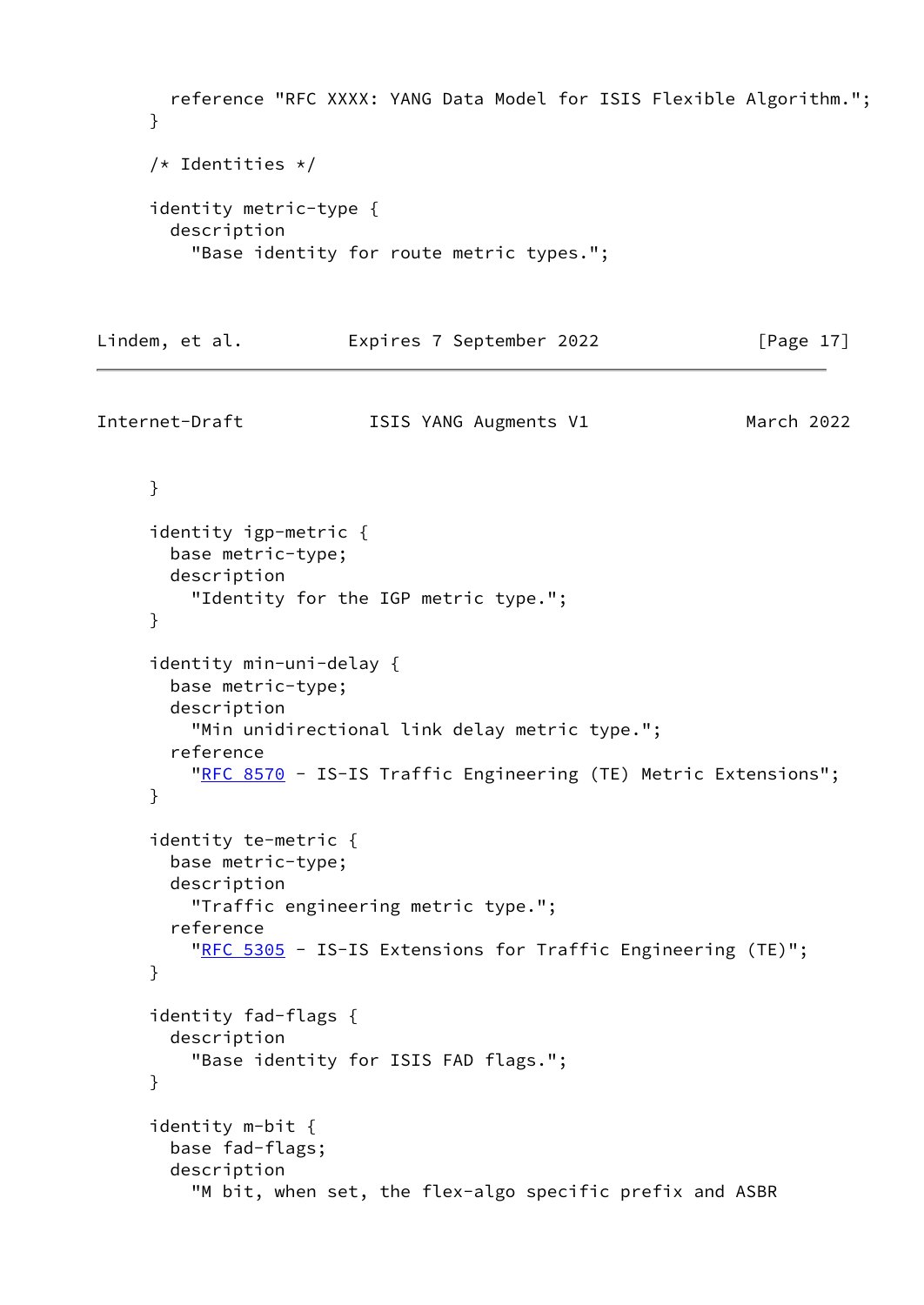```
       reference "RFC XXXX: YANG Data Model for ISIS Flexible Algorithm.";
     }

     /* Identities */

     identity metric-type {
       description
         "Base identity for route metric types.";
     }

     identity igp-metric {
       base metric-type;
       description
         "Identity for the IGP metric type.";
     }

     identity min-uni-delay {
       base metric-type;
       description
         "Min unidirectional link delay metric type.";
       reference
         "RFC 8570 - IS-IS Traffic Engineering (TE) Metric Extensions";
     }

     identity te-metric {
       base metric-type;
       description
         "Traffic engineering metric type.";
       reference
         "RFC 5305 - IS-IS Extensions for Traffic Engineering (TE)";
     }

     identity fad-flags {
       description
         "Base identity for ISIS FAD flags.";
     }

     identity m-bit {
       base fad-flags;
       description
         "M bit, when set, the flex-algo specific prefix and ASBR
```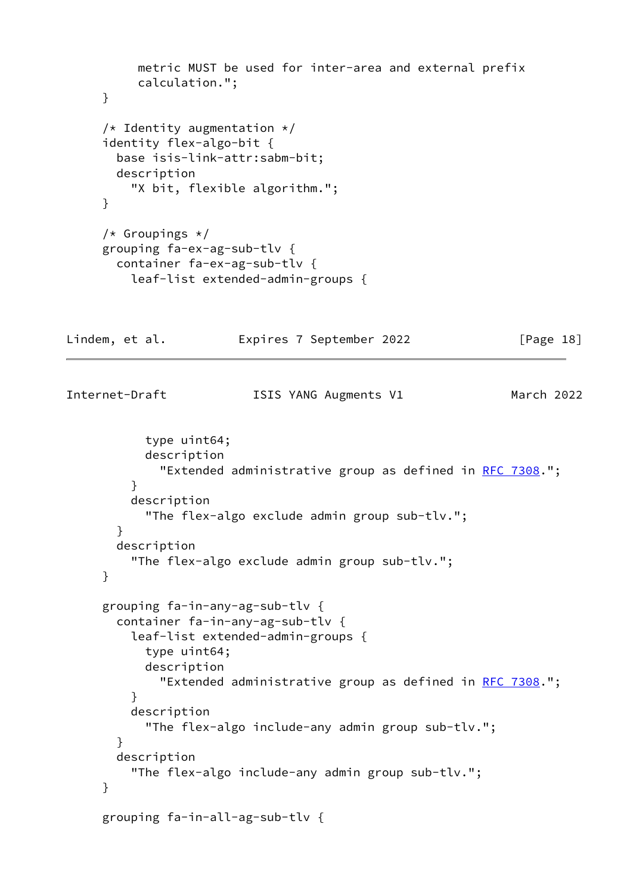```
         metric MUST be used for inter-area and external prefix
         calculation.";
     }

     /* Identity augmentation */
     identity flex-algo-bit {
       base isis-link-attr:sabm-bit;
       description
         "X bit, flexible algorithm.";
     }

     /* Groupings */
     grouping fa-ex-ag-sub-tlv {
       container fa-ex-ag-sub-tlv {
         leaf-list extended-admin-groups {
           type uint64;
           description
             "Extended administrative group as defined in RFC 7308.";
         }
         description
           "The flex-algo exclude admin group sub-tlv.";
       }
       description
         "The flex-algo exclude admin group sub-tlv.";
     }

     grouping fa-in-any-ag-sub-tlv {
       container fa-in-any-ag-sub-tlv {
         leaf-list extended-admin-groups {
           type uint64;
           description
             "Extended administrative group as defined in RFC 7308.";
         }
         description
           "The flex-algo include-any admin group sub-tlv.";
       }
       description
         "The flex-algo include-any admin group sub-tlv.";
     }

     grouping fa-in-all-ag-sub-tlv {
```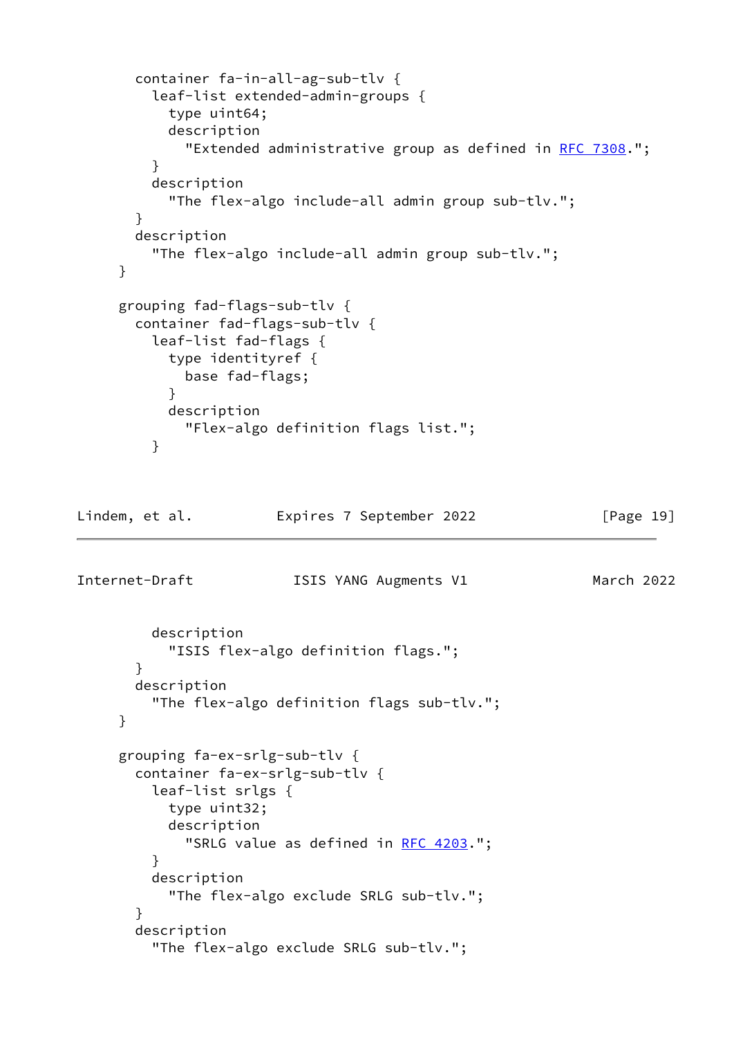```
        container fa-in-all-ag-sub-tlv {
          leaf-list extended-admin-groups {
            type uint64;
            description
              "Extended administrative group as defined in RFC 7308.";
          }
          description
            "The flex-algo include-all admin group sub-tlv.";
        }
        description
          "The flex-algo include-all admin group sub-tlv.";
      }

      grouping fad-flags-sub-tlv {
        container fad-flags-sub-tlv {
          leaf-list fad-flags {
            type identityref {
              base fad-flags;
            }
            description
              "Flex-algo definition flags list.";
          }
          description
            "ISIS flex-algo definition flags.";
        }
        description
          "The flex-algo definition flags sub-tlv.";
      }

      grouping fa-ex-srlg-sub-tlv {
        container fa-ex-srlg-sub-tlv {
          leaf-list srlgs {
            type uint32;
            description
              "SRLG value as defined in RFC 4203.";
          }
          description
            "The flex-algo exclude SRLG sub-tlv.";
        }
        description
          "The flex-algo exclude SRLG sub-tlv.";
```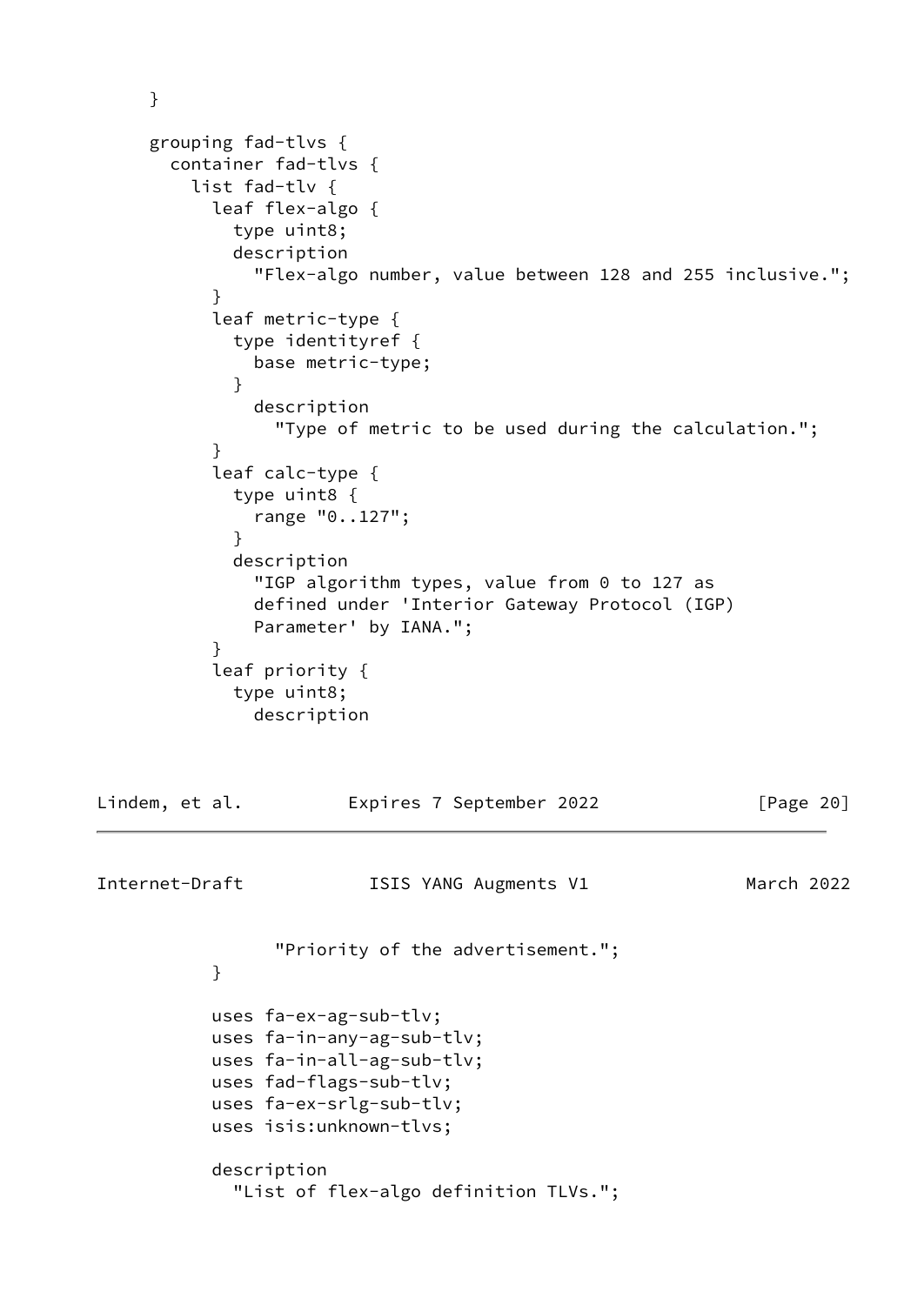```
     }

     grouping fad-tlvs {
       container fad-tlvs {
         list fad-tlv {
           leaf flex-algo {
             type uint8;
             description
               "Flex-algo number, value between 128 and 255 inclusive.";
           }
           leaf metric-type {
             type identityref {
               base metric-type;
             }
               description
                 "Type of metric to be used during the calculation.";
           }
           leaf calc-type {
             type uint8 {
               range "0..127";
             }
             description
               "IGP algorithm types, value from 0 to 127 as
               defined under 'Interior Gateway Protocol (IGP)
               Parameter' by IANA.";
           }
           leaf priority {
             type uint8;
               description
                 "Priority of the advertisement.";
           }

           uses fa-ex-ag-sub-tlv;
           uses fa-in-any-ag-sub-tlv;
           uses fa-in-all-ag-sub-tlv;
           uses fad-flags-sub-tlv;
           uses fa-ex-srlg-sub-tlv;
           uses isis:unknown-tlvs;

           description
             "List of flex-algo definition TLVs.";
```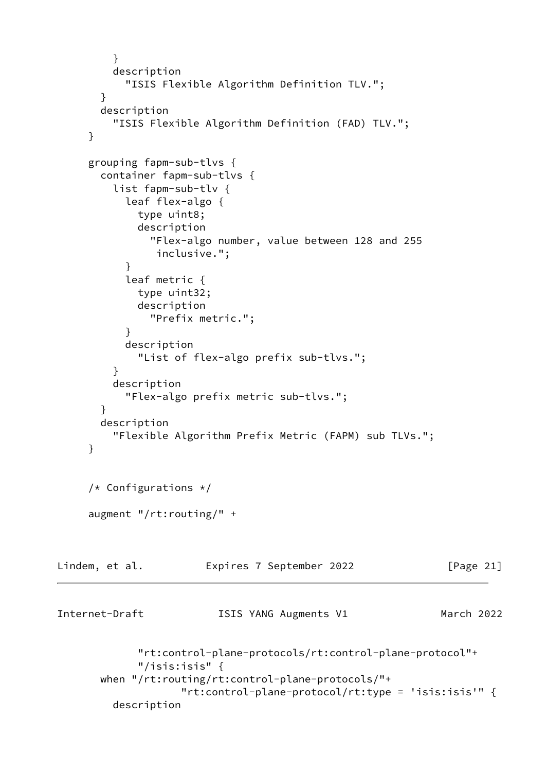```
        }
        description
          "ISIS Flexible Algorithm Definition TLV.";
      }
      description
        "ISIS Flexible Algorithm Definition (FAD) TLV.";
    }

    grouping fapm-sub-tlvs {
      container fapm-sub-tlvs {
        list fapm-sub-tlv {
          leaf flex-algo {
            type uint8;
            description
              "Flex-algo number, value between 128 and 255
               inclusive.";
          }
          leaf metric {
            type uint32;
            description
              "Prefix metric.";
          }
          description
            "List of flex-algo prefix sub-tlvs.";
        }
        description
          "Flex-algo prefix metric sub-tlvs.";
      }
      description
        "Flexible Algorithm Prefix Metric (FAPM) sub TLVs.";
    }


    /* Configurations */

    augment "/rt:routing/" +
```

```
            "rt:control-plane-protocols/rt:control-plane-protocol"+
            "/isis:isis" {
      when "/rt:routing/rt:control-plane-protocols/"+
                 "rt:control-plane-protocol/rt:type = 'isis:isis'" {
        description
```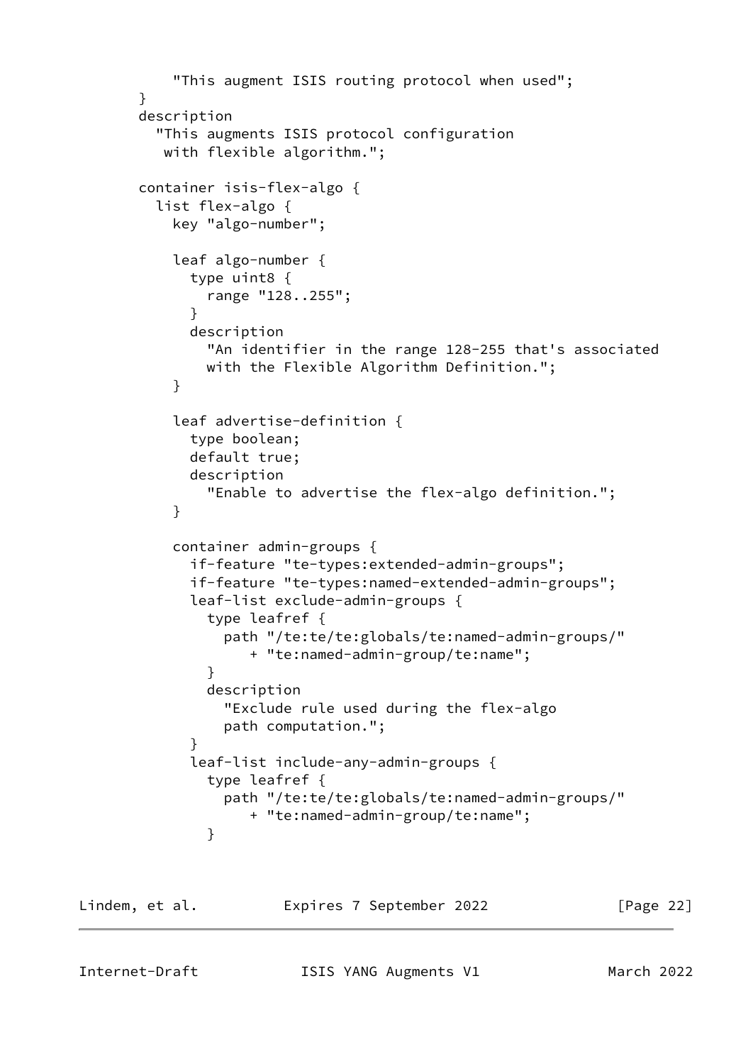```
            "This augment ISIS routing protocol when used";
       }
       description
         "This augments ISIS protocol configuration
          with flexible algorithm.";

       container isis-flex-algo {
         list flex-algo {
           key "algo-number";

           leaf algo-number {
             type uint8 {
               range "128..255";
             }
             description
               "An identifier in the range 128-255 that's associated
               with the Flexible Algorithm Definition.";
           }

           leaf advertise-definition {
             type boolean;
             default true;
             description
               "Enable to advertise the flex-algo definition.";
           }

           container admin-groups {
             if-feature "te-types:extended-admin-groups";
             if-feature "te-types:named-extended-admin-groups";
             leaf-list exclude-admin-groups {
               type leafref {
                 path "/te:te/te:globals/te:named-admin-groups/"
                    + "te:named-admin-group/te:name";
               }
               description
                 "Exclude rule used during the flex-algo
                 path computation.";
             }
             leaf-list include-any-admin-groups {
               type leafref {
                 path "/te:te/te:globals/te:named-admin-groups/"
                    + "te:named-admin-group/te:name";
               }
```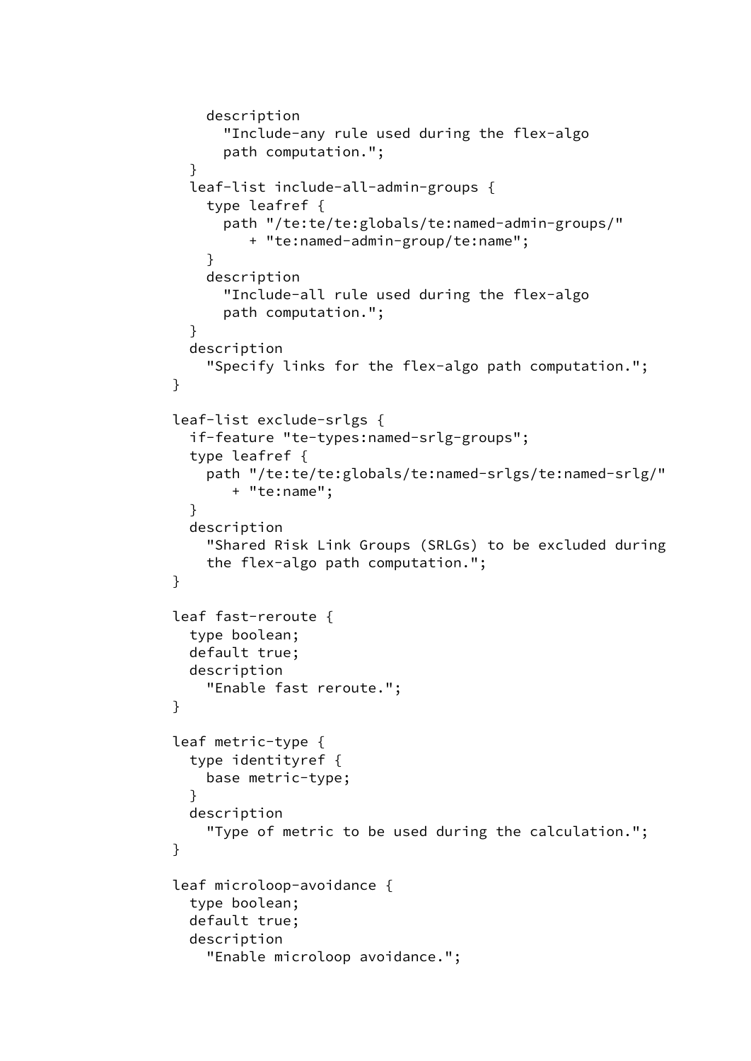```
            description
              "Include-any rule used during the flex-algo
              path computation.";
          }
          leaf-list include-all-admin-groups {
            type leafref {
              path "/te:te/te:globals/te:named-admin-groups/"
                 + "te:named-admin-group/te:name";
            }
            description
              "Include-all rule used during the flex-algo
              path computation.";
          }
          description
            "Specify links for the flex-algo path computation.";
        }

        leaf-list exclude-srlgs {
          if-feature "te-types:named-srlg-groups";
          type leafref {
            path "/te:te/te:globals/te:named-srlgs/te:named-srlg/"
               + "te:name";
          }
          description
            "Shared Risk Link Groups (SRLGs) to be excluded during
            the flex-algo path computation.";
        }

        leaf fast-reroute {
          type boolean;
          default true;
          description
            "Enable fast reroute.";
        }

        leaf metric-type {
          type identityref {
            base metric-type;
          }
          description
            "Type of metric to be used during the calculation.";
        }

        leaf microloop-avoidance {
          type boolean;
          default true;
          description
            "Enable microloop avoidance.";
```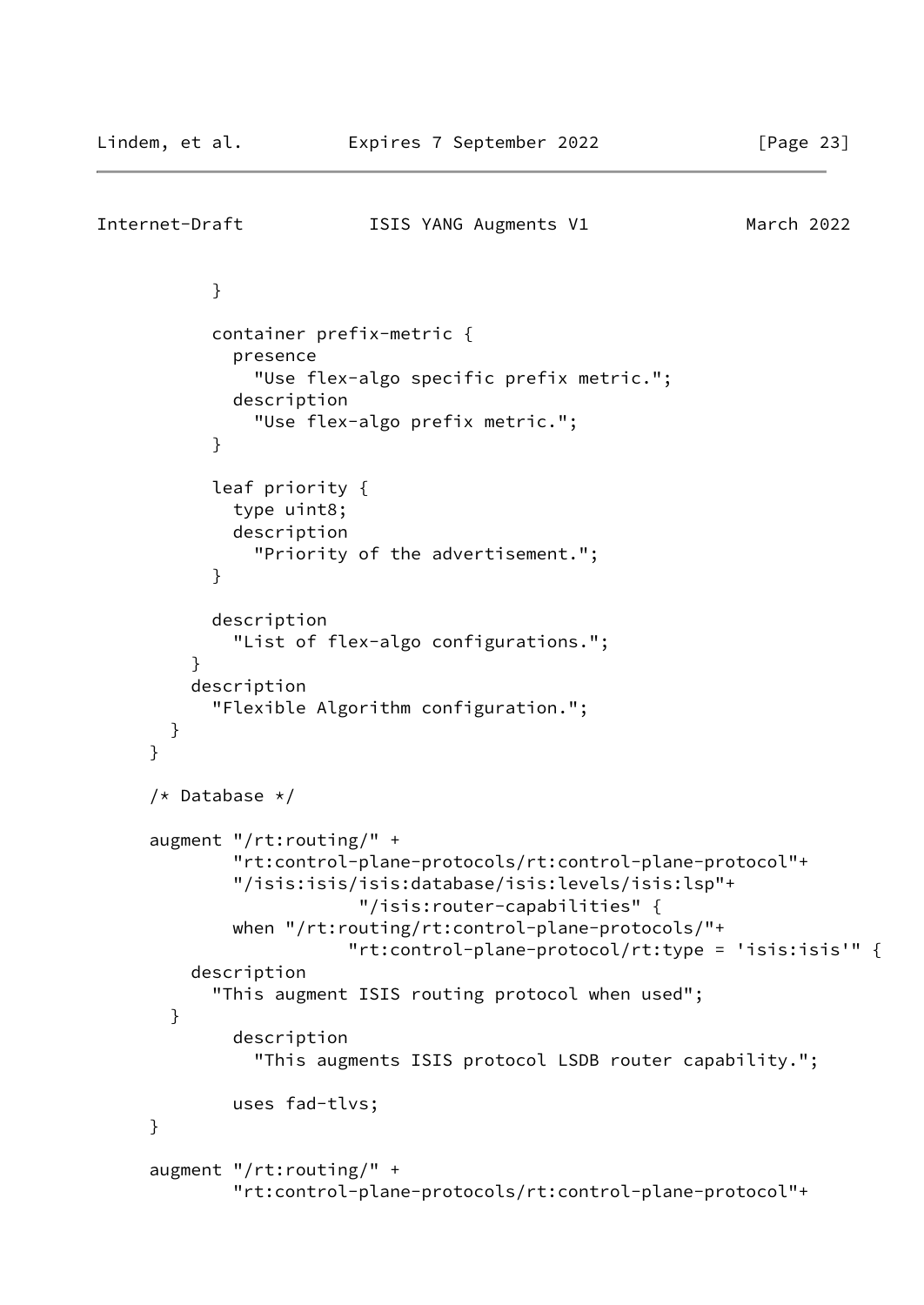```
          }

          container prefix-metric {
            presence
              "Use flex-algo specific prefix metric.";
            description
              "Use flex-algo prefix metric.";
          }

          leaf priority {
            type uint8;
            description
              "Priority of the advertisement.";
          }

          description
            "List of flex-algo configurations.";
        }
        description
          "Flexible Algorithm configuration.";
      }
    }

    /* Database */

    augment "/rt:routing/" +
            "rt:control-plane-protocols/rt:control-plane-protocol"+
            "/isis:isis/isis:database/isis:levels/isis:lsp"+
                         "/isis:router-capabilities" {
            when "/rt:routing/rt:control-plane-protocols/"+
                         "rt:control-plane-protocol/rt:type = 'isis:isis'" {
        description
          "This augment ISIS routing protocol when used";
      }
            description
              "This augments ISIS protocol LSDB router capability.";

            uses fad-tlvs;
    }

    augment "/rt:routing/" +
            "rt:control-plane-protocols/rt:control-plane-protocol"+
```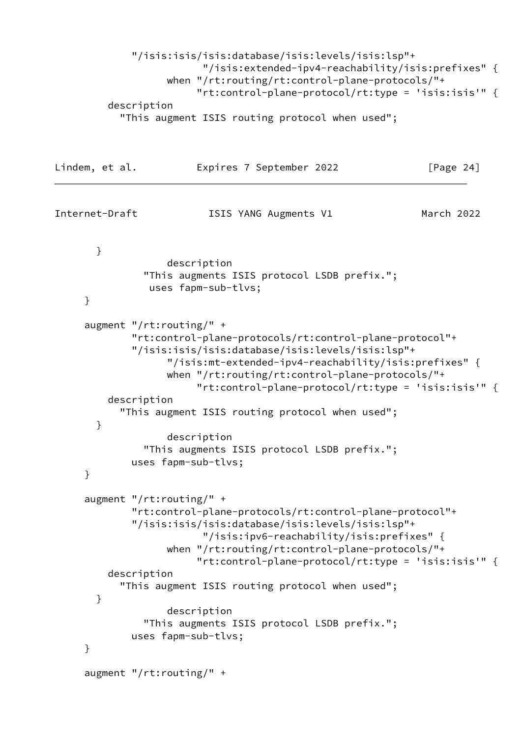```
           "/isis:isis/isis:database/isis:levels/isis:lsp"+
                      "/isis:extended-ipv4-reachability/isis:prefixes" {
                 when "/rt:routing/rt:control-plane-protocols/"+
                      "rt:control-plane-protocol/rt:type = 'isis:isis'" {
         description
           "This augment ISIS routing protocol when used";
       }
                 description
               "This augments ISIS protocol LSDB prefix.";
                uses fapm-sub-tlvs;
     }

     augment "/rt:routing/" +
           "rt:control-plane-protocols/rt:control-plane-protocol"+
           "/isis:isis/isis:database/isis:levels/isis:lsp"+
                 "/isis:mt-extended-ipv4-reachability/isis:prefixes" {
                 when "/rt:routing/rt:control-plane-protocols/"+
                      "rt:control-plane-protocol/rt:type = 'isis:isis'" {
         description
           "This augment ISIS routing protocol when used";
       }
                 description
               "This augments ISIS protocol LSDB prefix.";
           uses fapm-sub-tlvs;
     }

     augment "/rt:routing/" +
           "rt:control-plane-protocols/rt:control-plane-protocol"+
           "/isis:isis/isis:database/isis:levels/isis:lsp"+
                      "/isis:ipv6-reachability/isis:prefixes" {
                 when "/rt:routing/rt:control-plane-protocols/"+
                      "rt:control-plane-protocol/rt:type = 'isis:isis'" {
         description
           "This augment ISIS routing protocol when used";
       }
                 description
               "This augments ISIS protocol LSDB prefix.";
           uses fapm-sub-tlvs;
     }

     augment "/rt:routing/" +
```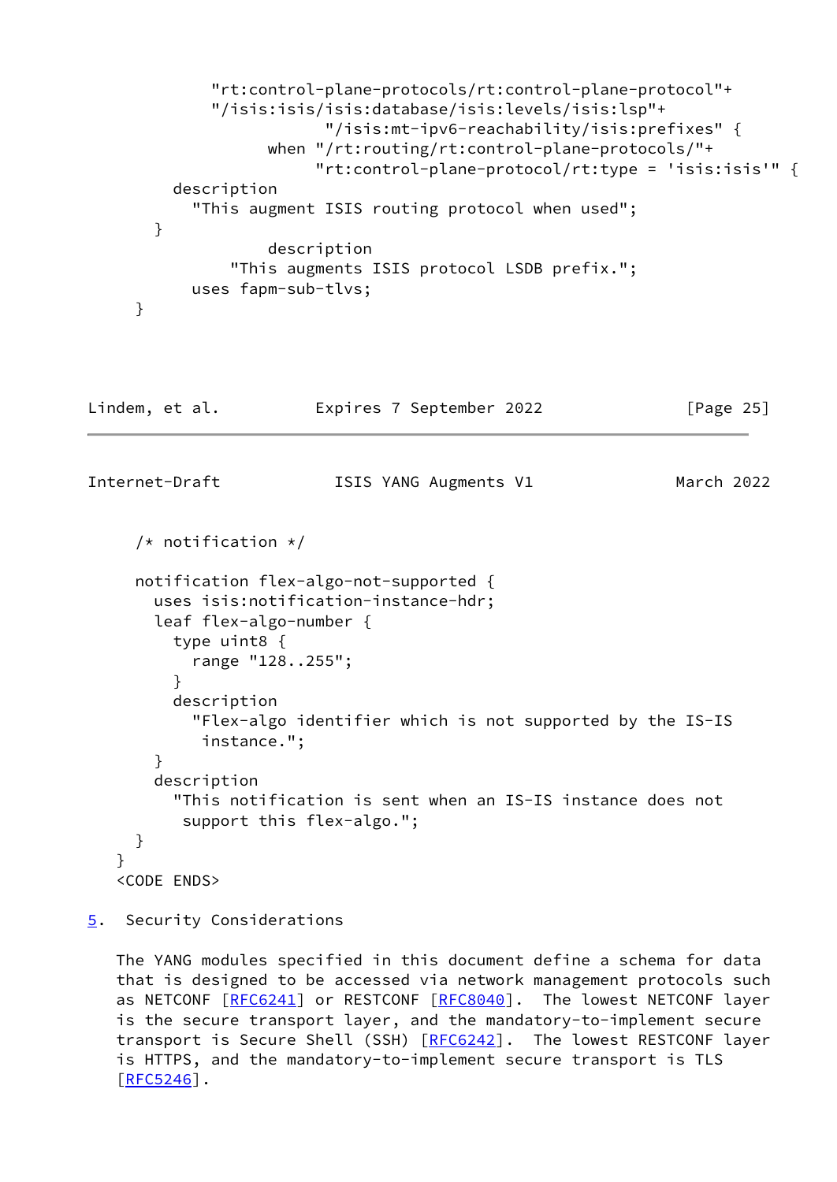```
           "rt:control-plane-protocols/rt:control-plane-protocol"+
           "/isis:isis/isis:database/isis:levels/isis:lsp"+
                       "/isis:mt-ipv6-reachability/isis:prefixes" {
                 when "/rt:routing/rt:control-plane-protocols/"+
                      "rt:control-plane-protocol/rt:type = 'isis:isis'" {
       description
         "This augment ISIS routing protocol when used";
     }
                 description
             "This augments ISIS protocol LSDB prefix.";
         uses fapm-sub-tlvs;
   }
```

```
    /* notification */

    notification flex-algo-not-supported {
      uses isis:notification-instance-hdr;
      leaf flex-algo-number {
        type uint8 {
          range "128..255";
        }
        description
          "Flex-algo identifier which is not supported by the IS-IS
           instance.";
      }
      description
        "This notification is sent when an IS-IS instance does not
         support this flex-algo.";
    }
  }
  <CODE ENDS>
```

## 5. Security Considerations

The YANG modules specified in this document define a schema for data that is designed to be accessed via network management protocols such as NETCONF [RFC6241] or RESTCONF [RFC8040]. The lowest NETCONF layer is the secure transport layer, and the mandatory-to-implement secure transport is Secure Shell (SSH) [RFC6242]. The lowest RESTCONF layer is HTTPS, and the mandatory-to-implement secure transport is TLS [RFC5246].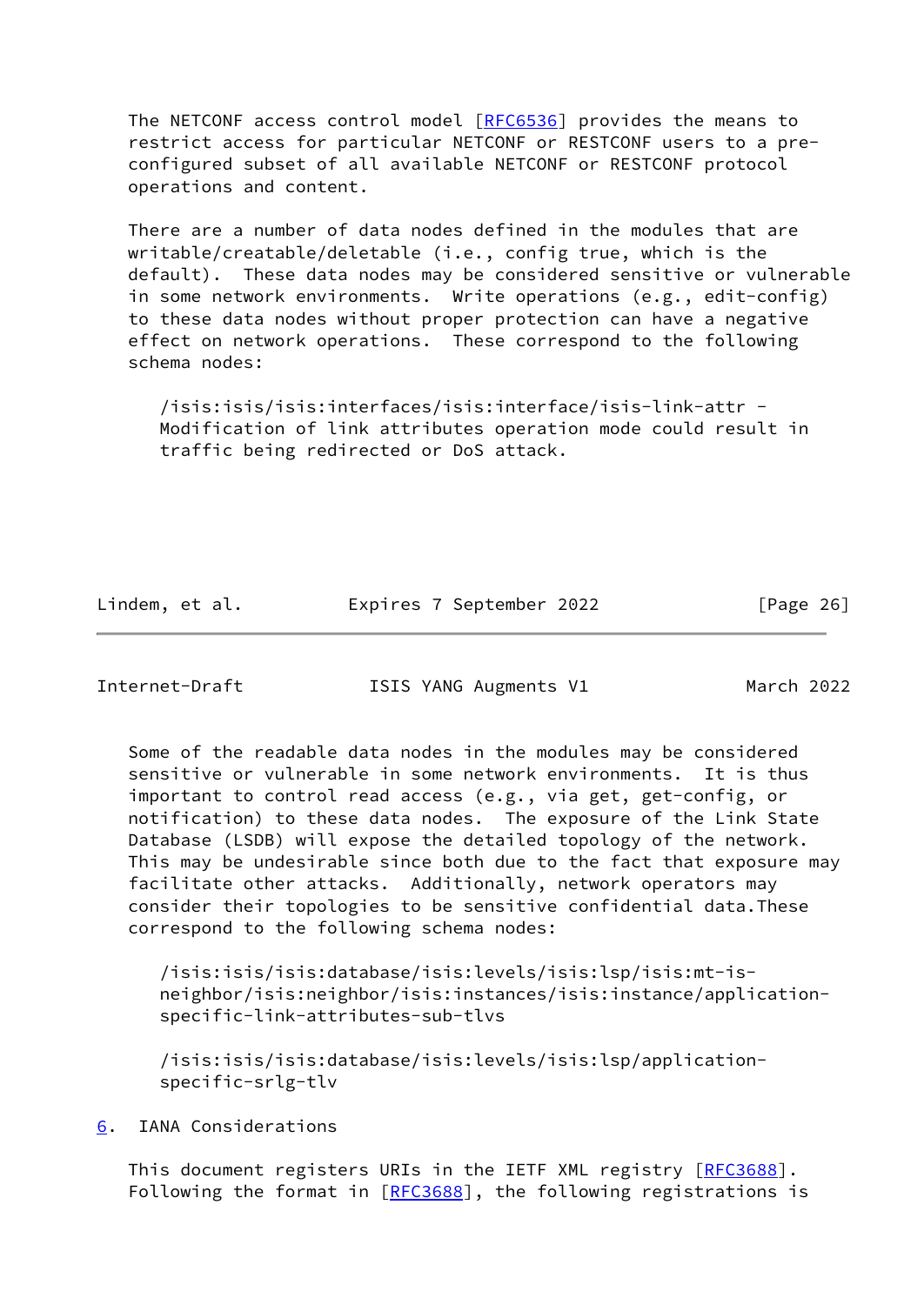The NETCONF access control model [RFC6536] provides the means to restrict access for particular NETCONF or RESTCONF users to a pre-configured subset of all available NETCONF or RESTCONF protocol operations and content.

There are a number of data nodes defined in the modules that are writable/creatable/deletable (i.e., config true, which is the default). These data nodes may be considered sensitive or vulnerable in some network environments. Write operations (e.g., edit-config) to these data nodes without proper protection can have a negative effect on network operations. These correspond to the following schema nodes:

/isis:isis/isis:interfaces/isis:interface/isis-link-attr - Modification of link attributes operation mode could result in traffic being redirected or DoS attack.

Some of the readable data nodes in the modules may be considered sensitive or vulnerable in some network environments. It is thus important to control read access (e.g., via get, get-config, or notification) to these data nodes. The exposure of the Link State Database (LSDB) will expose the detailed topology of the network. This may be undesirable since both due to the fact that exposure may facilitate other attacks. Additionally, network operators may consider their topologies to be sensitive confidential data.These correspond to the following schema nodes:

/isis:isis/isis:database/isis:levels/isis:lsp/isis:mt-is-neighbor/isis:neighbor/isis:instances/isis:instance/application-specific-link-attributes-sub-tlvs

/isis:isis/isis:database/isis:levels/isis:lsp/application-specific-srlg-tlv

## 6. IANA Considerations

This document registers URIs in the IETF XML registry [RFC3688]. Following the format in [RFC3688], the following registrations is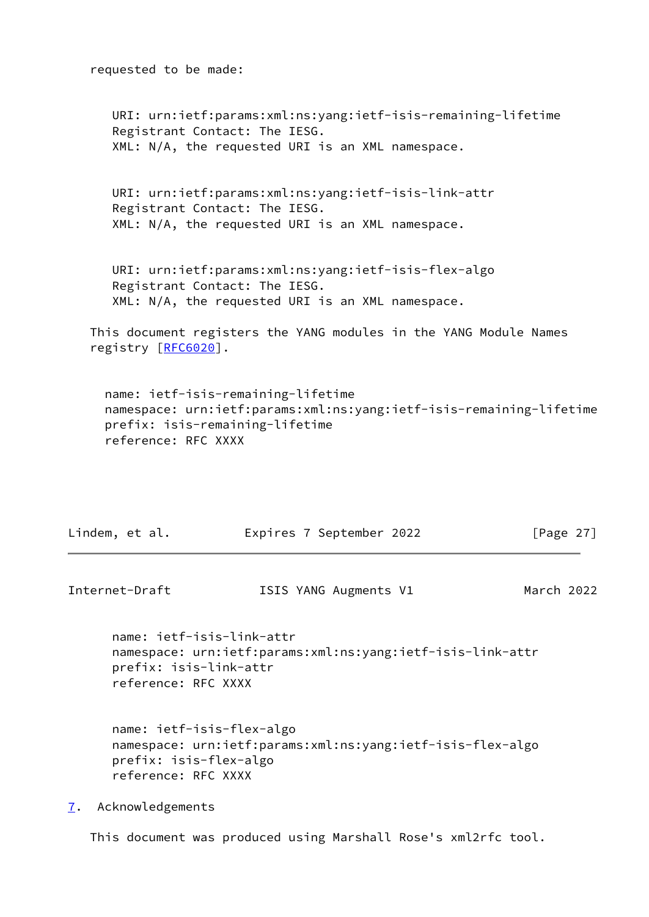requested to be made:

```
URI: urn:ietf:params:xml:ns:yang:ietf-isis-remaining-lifetime
Registrant Contact: The IESG.
XML: N/A, the requested URI is an XML namespace.


URI: urn:ietf:params:xml:ns:yang:ietf-isis-link-attr
Registrant Contact: The IESG.
XML: N/A, the requested URI is an XML namespace.


URI: urn:ietf:params:xml:ns:yang:ietf-isis-flex-algo
Registrant Contact: The IESG.
XML: N/A, the requested URI is an XML namespace.
```

This document registers the YANG modules in the YANG Module Names registry [RFC6020].

```
name: ietf-isis-remaining-lifetime
namespace: urn:ietf:params:xml:ns:yang:ietf-isis-remaining-lifetime
prefix: isis-remaining-lifetime
reference: RFC XXXX


name: ietf-isis-link-attr
namespace: urn:ietf:params:xml:ns:yang:ietf-isis-link-attr
prefix: isis-link-attr
reference: RFC XXXX


name: ietf-isis-flex-algo
namespace: urn:ietf:params:xml:ns:yang:ietf-isis-flex-algo
prefix: isis-flex-algo
reference: RFC XXXX
```

## 7. Acknowledgements

This document was produced using Marshall Rose's xml2rfc tool.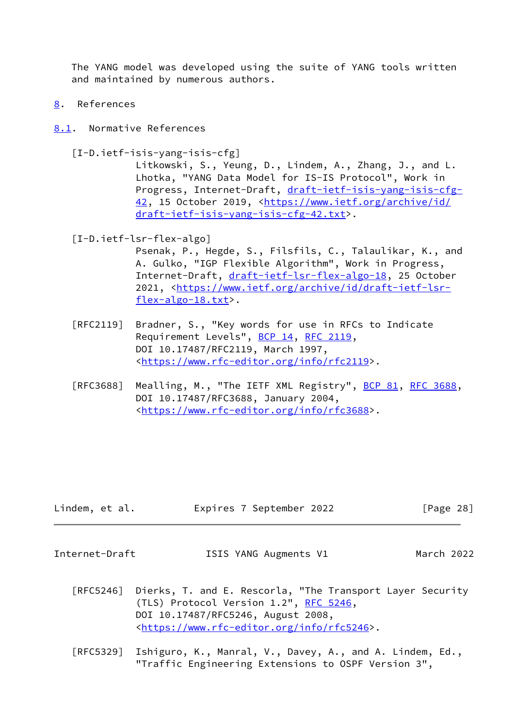The YANG model was developed using the suite of YANG tools written and maintained by numerous authors.

# 8. References

## 8.1. Normative References

[I-D.ietf-isis-yang-isis-cfg]
Litkowski, S., Yeung, D., Lindem, A., Zhang, J., and L. Lhotka, "YANG Data Model for IS-IS Protocol", Work in Progress, Internet-Draft, draft-ietf-isis-yang-isis-cfg-42, 15 October 2019, <https://www.ietf.org/archive/id/draft-ietf-isis-yang-isis-cfg-42.txt>.

[I-D.ietf-lsr-flex-algo]
Psenak, P., Hegde, S., Filsfils, C., Talaulikar, K., and A. Gulko, "IGP Flexible Algorithm", Work in Progress, Internet-Draft, draft-ietf-lsr-flex-algo-18, 25 October 2021, <https://www.ietf.org/archive/id/draft-ietf-lsr-flex-algo-18.txt>.

[RFC2119] Bradner, S., "Key words for use in RFCs to Indicate Requirement Levels", BCP 14, RFC 2119, DOI 10.17487/RFC2119, March 1997, <https://www.rfc-editor.org/info/rfc2119>.

[RFC3688] Mealling, M., "The IETF XML Registry", BCP 81, RFC 3688, DOI 10.17487/RFC3688, January 2004, <https://www.rfc-editor.org/info/rfc3688>.

[RFC5246] Dierks, T. and E. Rescorla, "The Transport Layer Security (TLS) Protocol Version 1.2", RFC 5246, DOI 10.17487/RFC5246, August 2008, <https://www.rfc-editor.org/info/rfc5246>.

[RFC5329] Ishiguro, K., Manral, V., Davey, A., and A. Lindem, Ed., "Traffic Engineering Extensions to OSPF Version 3",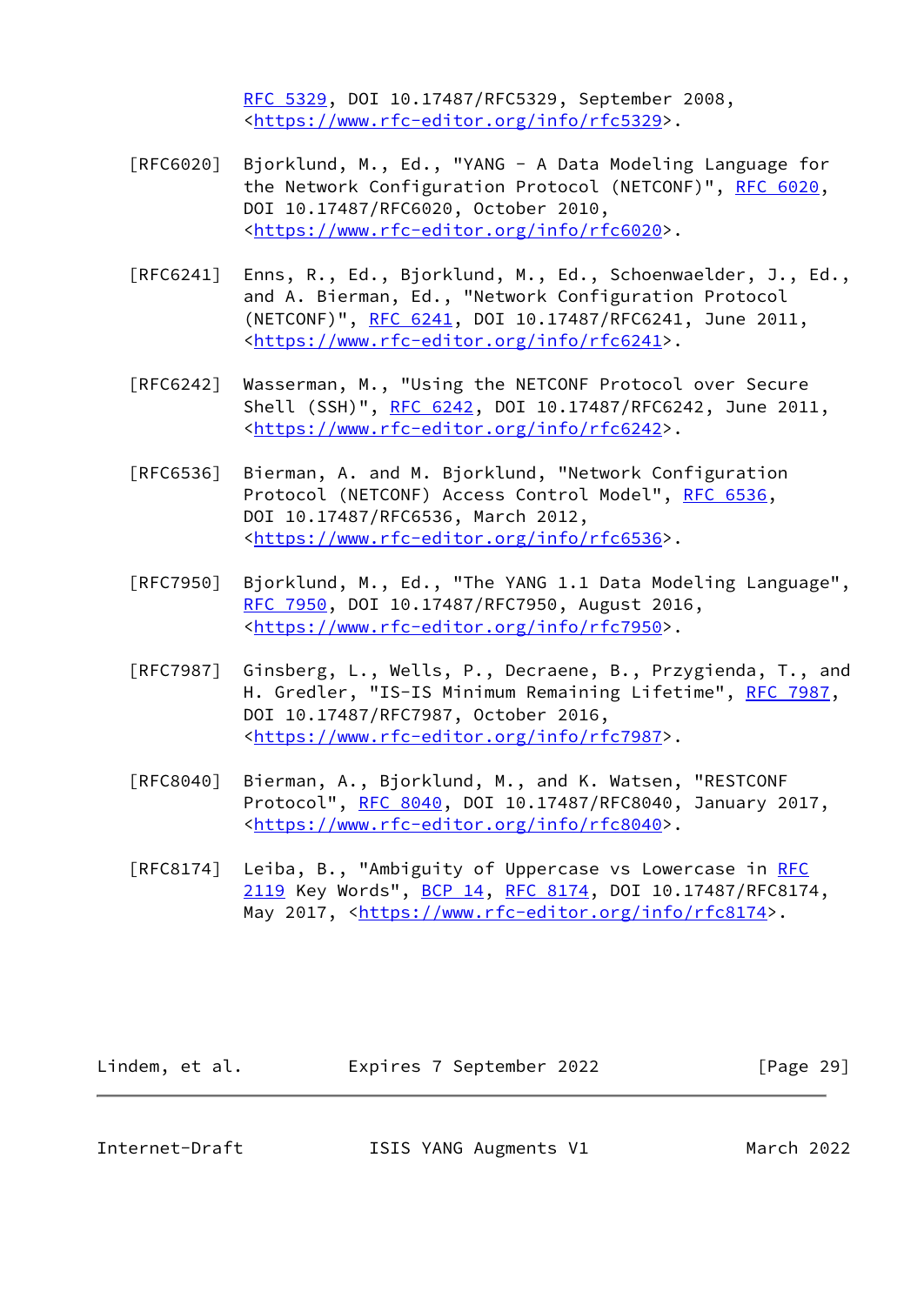RFC 5329, DOI 10.17487/RFC5329, September 2008, <https://www.rfc-editor.org/info/rfc5329>.

[RFC6020] Bjorklund, M., Ed., "YANG - A Data Modeling Language for the Network Configuration Protocol (NETCONF)", RFC 6020, DOI 10.17487/RFC6020, October 2010, <https://www.rfc-editor.org/info/rfc6020>.

[RFC6241] Enns, R., Ed., Bjorklund, M., Ed., Schoenwaelder, J., Ed., and A. Bierman, Ed., "Network Configuration Protocol (NETCONF)", RFC 6241, DOI 10.17487/RFC6241, June 2011, <https://www.rfc-editor.org/info/rfc6241>.

[RFC6242] Wasserman, M., "Using the NETCONF Protocol over Secure Shell (SSH)", RFC 6242, DOI 10.17487/RFC6242, June 2011, <https://www.rfc-editor.org/info/rfc6242>.

[RFC6536] Bierman, A. and M. Bjorklund, "Network Configuration Protocol (NETCONF) Access Control Model", RFC 6536, DOI 10.17487/RFC6536, March 2012, <https://www.rfc-editor.org/info/rfc6536>.

[RFC7950] Bjorklund, M., Ed., "The YANG 1.1 Data Modeling Language", RFC 7950, DOI 10.17487/RFC7950, August 2016, <https://www.rfc-editor.org/info/rfc7950>.

[RFC7987] Ginsberg, L., Wells, P., Decraene, B., Przygienda, T., and H. Gredler, "IS-IS Minimum Remaining Lifetime", RFC 7987, DOI 10.17487/RFC7987, October 2016, <https://www.rfc-editor.org/info/rfc7987>.

[RFC8040] Bierman, A., Bjorklund, M., and K. Watsen, "RESTCONF Protocol", RFC 8040, DOI 10.17487/RFC8040, January 2017, <https://www.rfc-editor.org/info/rfc8040>.

[RFC8174] Leiba, B., "Ambiguity of Uppercase vs Lowercase in RFC 2119 Key Words", BCP 14, RFC 8174, DOI 10.17487/RFC8174, May 2017, <https://www.rfc-editor.org/info/rfc8174>.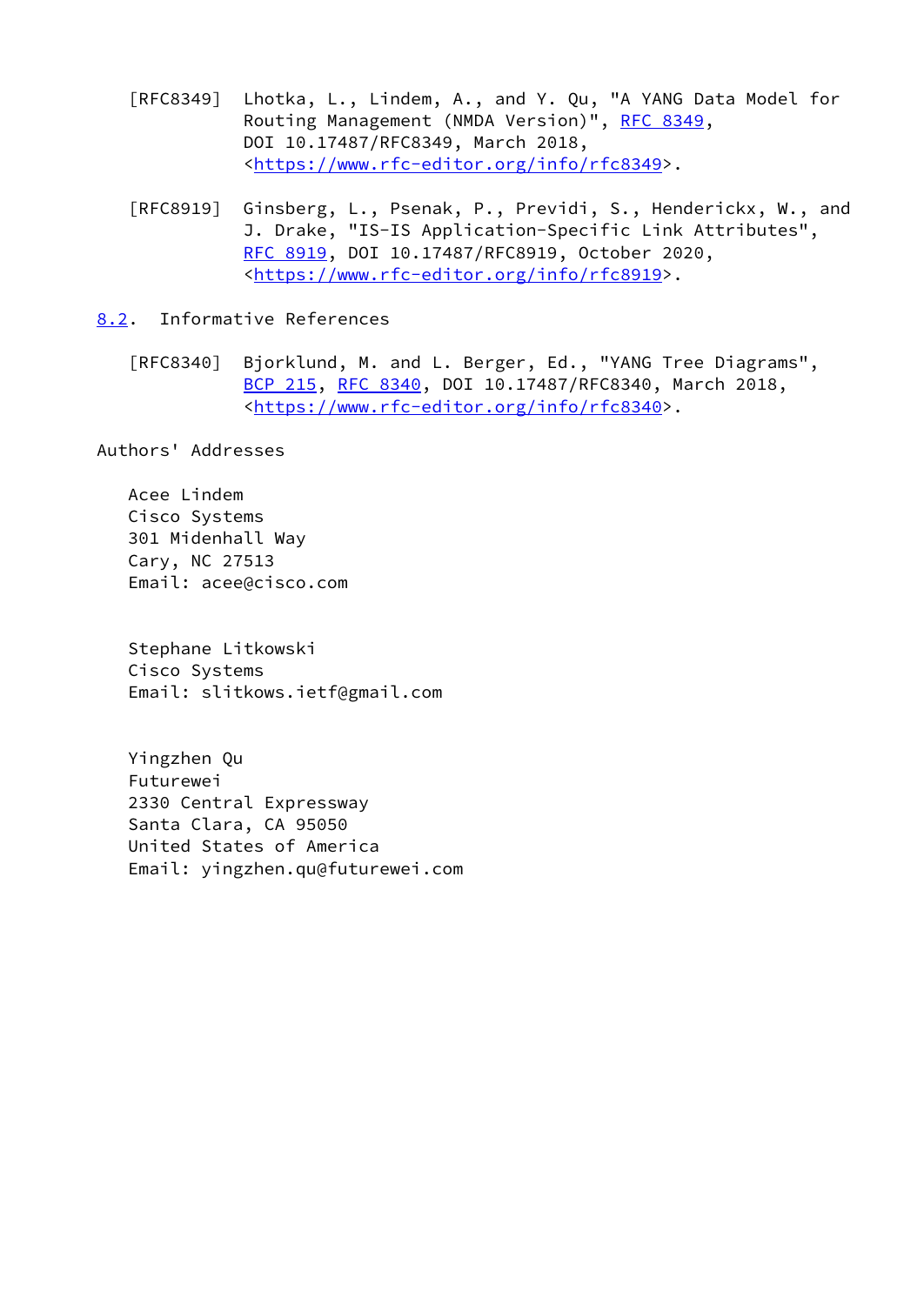[RFC8349] Lhotka, L., Lindem, A., and Y. Qu, "A YANG Data Model for Routing Management (NMDA Version)", RFC 8349, DOI 10.17487/RFC8349, March 2018, <https://www.rfc-editor.org/info/rfc8349>.

[RFC8919] Ginsberg, L., Psenak, P., Previdi, S., Henderickx, W., and J. Drake, "IS-IS Application-Specific Link Attributes", RFC 8919, DOI 10.17487/RFC8919, October 2020, <https://www.rfc-editor.org/info/rfc8919>.

### 8.2. Informative References

[RFC8340] Bjorklund, M. and L. Berger, Ed., "YANG Tree Diagrams", BCP 215, RFC 8340, DOI 10.17487/RFC8340, March 2018, <https://www.rfc-editor.org/info/rfc8340>.

## Authors' Addresses

Acee Lindem
Cisco Systems
301 Midenhall Way
Cary, NC 27513
Email: acee@cisco.com

Stephane Litkowski
Cisco Systems
Email: slitkows.ietf@gmail.com

Yingzhen Qu
Futurewei
2330 Central Expressway
Santa Clara, CA 95050
United States of America
Email: yingzhen.qu@futurewei.com